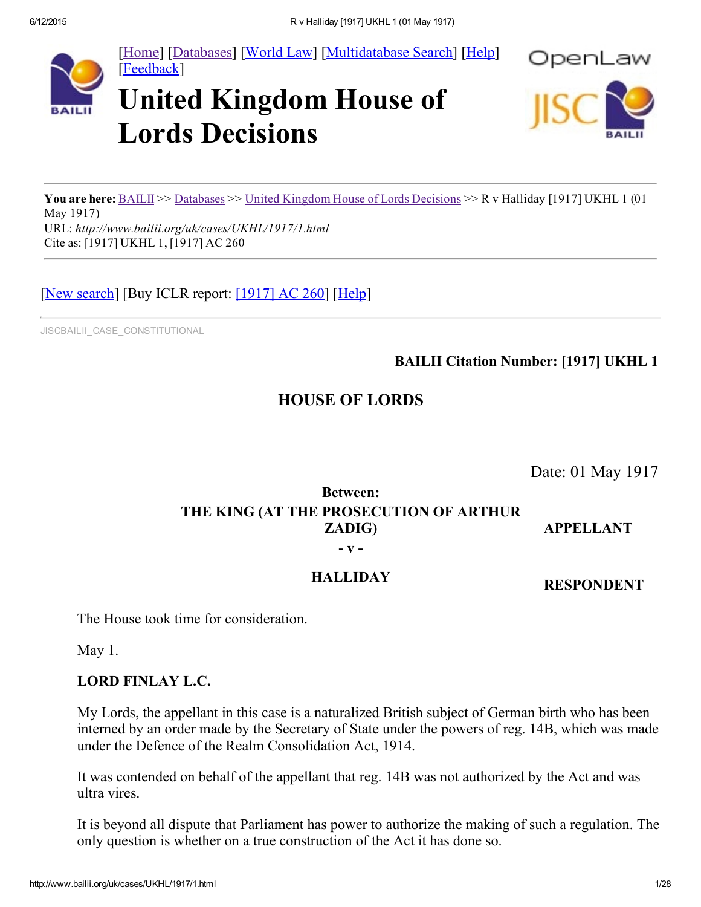[Home] [Databases] [World Law] [Multidatabase Search] [Help] [Feedback]

# United Kingdom House of Lords Decisions

**You are here:** BAILII >> Databases >> United Kingdom House of Lords Decisions >> R v Halliday [1917] UKHL 1 (01 May 1917)
URL: *http://www.bailii.org/uk/cases/UKHL/1917/1.html*
Cite as: [1917] UKHL 1, [1917] AC 260

[New search] [Buy ICLR report: [1917] AC 260] [Help]

JISCBAILII_CASE_CONSTITUTIONAL

**BAILII Citation Number: [1917] UKHL 1**

## HOUSE OF LORDS

Date: 01 May 1917

**Between:**

**THE KING (AT THE PROSECUTION OF ARTHUR ZADIG)** — **APPELLANT**

**- v -**

**HALLIDAY** — **RESPONDENT**

The House took time for consideration.

May 1.

**LORD FINLAY L.C.**

My Lords, the appellant in this case is a naturalized British subject of German birth who has been interned by an order made by the Secretary of State under the powers of reg. 14B, which was made under the Defence of the Realm Consolidation Act, 1914.

It was contended on behalf of the appellant that reg. 14B was not authorized by the Act and was ultra vires.

It is beyond all dispute that Parliament has power to authorize the making of such a regulation. The only question is whether on a true construction of the Act it has done so.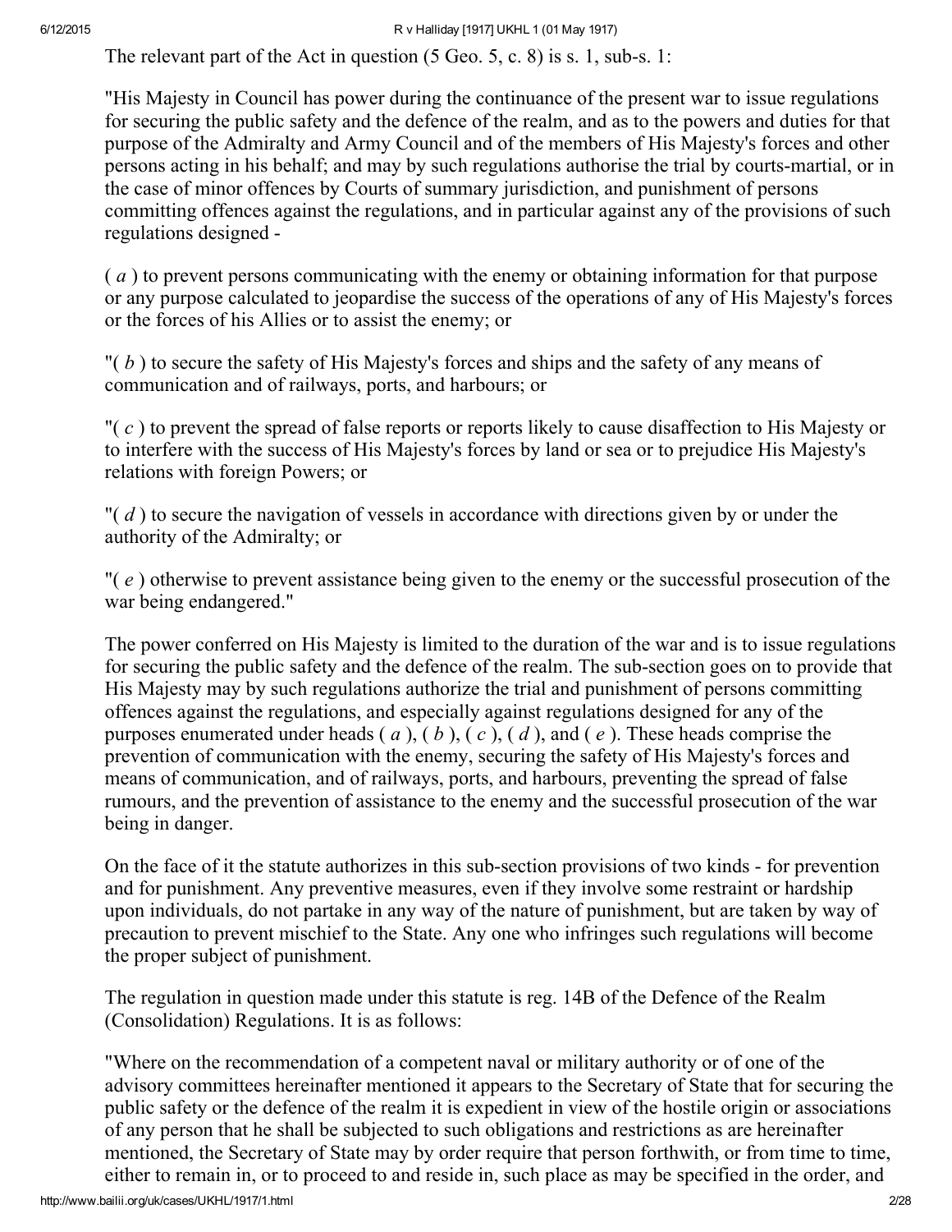The relevant part of the Act in question (5 Geo. 5, c. 8) is s. 1, sub-s. 1:

> "His Majesty in Council has power during the continuance of the present war to issue regulations for securing the public safety and the defence of the realm, and as to the powers and duties for that purpose of the Admiralty and Army Council and of the members of His Majesty's forces and other persons acting in his behalf; and may by such regulations authorise the trial by courts-martial, or in the case of minor offences by Courts of summary jurisdiction, and punishment of persons committing offences against the regulations, and in particular against any of the provisions of such regulations designed -
>
> ( *a* ) to prevent persons communicating with the enemy or obtaining information for that purpose or any purpose calculated to jeopardise the success of the operations of any of His Majesty's forces or the forces of his Allies or to assist the enemy; or
>
> "( *b* ) to secure the safety of His Majesty's forces and ships and the safety of any means of communication and of railways, ports, and harbours; or
>
> "( *c* ) to prevent the spread of false reports or reports likely to cause disaffection to His Majesty or to interfere with the success of His Majesty's forces by land or sea or to prejudice His Majesty's relations with foreign Powers; or
>
> "( *d* ) to secure the navigation of vessels in accordance with directions given by or under the authority of the Admiralty; or
>
> "( *e* ) otherwise to prevent assistance being given to the enemy or the successful prosecution of the war being endangered."

The power conferred on His Majesty is limited to the duration of the war and is to issue regulations for securing the public safety and the defence of the realm. The sub-section goes on to provide that His Majesty may by such regulations authorize the trial and punishment of persons committing offences against the regulations, and especially against regulations designed for any of the purposes enumerated under heads ( *a* ), ( *b* ), ( *c* ), ( *d* ), and ( *e* ). These heads comprise the prevention of communication with the enemy, securing the safety of His Majesty's forces and means of communication, and of railways, ports, and harbours, preventing the spread of false rumours, and the prevention of assistance to the enemy and the successful prosecution of the war being in danger.

On the face of it the statute authorizes in this sub-section provisions of two kinds - for prevention and for punishment. Any preventive measures, even if they involve some restraint or hardship upon individuals, do not partake in any way of the nature of punishment, but are taken by way of precaution to prevent mischief to the State. Any one who infringes such regulations will become the proper subject of punishment.

The regulation in question made under this statute is reg. 14B of the Defence of the Realm (Consolidation) Regulations. It is as follows:

> "Where on the recommendation of a competent naval or military authority or of one of the advisory committees hereinafter mentioned it appears to the Secretary of State that for securing the public safety or the defence of the realm it is expedient in view of the hostile origin or associations of any person that he shall be subjected to such obligations and restrictions as are hereinafter mentioned, the Secretary of State may by order require that person forthwith, or from time to time, either to remain in, or to proceed to and reside in, such place as may be specified in the order, and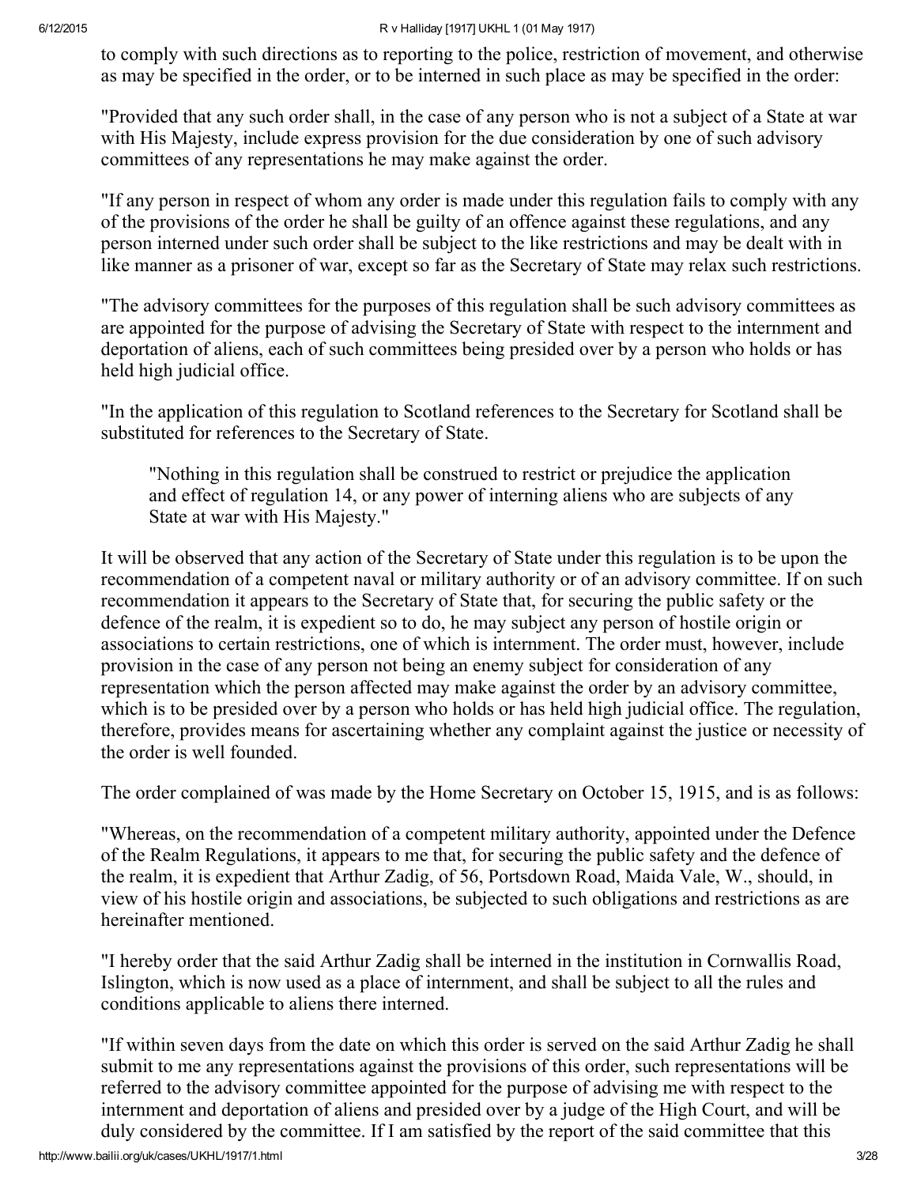to comply with such directions as to reporting to the police, restriction of movement, and otherwise as may be specified in the order, or to be interned in such place as may be specified in the order:

"Provided that any such order shall, in the case of any person who is not a subject of a State at war with His Majesty, include express provision for the due consideration by one of such advisory committees of any representations he may make against the order.

"If any person in respect of whom any order is made under this regulation fails to comply with any of the provisions of the order he shall be guilty of an offence against these regulations, and any person interned under such order shall be subject to the like restrictions and may be dealt with in like manner as a prisoner of war, except so far as the Secretary of State may relax such restrictions.

"The advisory committees for the purposes of this regulation shall be such advisory committees as are appointed for the purpose of advising the Secretary of State with respect to the internment and deportation of aliens, each of such committees being presided over by a person who holds or has held high judicial office.

"In the application of this regulation to Scotland references to the Secretary for Scotland shall be substituted for references to the Secretary of State.

> "Nothing in this regulation shall be construed to restrict or prejudice the application and effect of regulation 14, or any power of interning aliens who are subjects of any State at war with His Majesty."

It will be observed that any action of the Secretary of State under this regulation is to be upon the recommendation of a competent naval or military authority or of an advisory committee. If on such recommendation it appears to the Secretary of State that, for securing the public safety or the defence of the realm, it is expedient so to do, he may subject any person of hostile origin or associations to certain restrictions, one of which is internment. The order must, however, include provision in the case of any person not being an enemy subject for consideration of any representation which the person affected may make against the order by an advisory committee, which is to be presided over by a person who holds or has held high judicial office. The regulation, therefore, provides means for ascertaining whether any complaint against the justice or necessity of the order is well founded.

The order complained of was made by the Home Secretary on October 15, 1915, and is as follows:

"Whereas, on the recommendation of a competent military authority, appointed under the Defence of the Realm Regulations, it appears to me that, for securing the public safety and the defence of the realm, it is expedient that Arthur Zadig, of 56, Portsdown Road, Maida Vale, W., should, in view of his hostile origin and associations, be subjected to such obligations and restrictions as are hereinafter mentioned.

"I hereby order that the said Arthur Zadig shall be interned in the institution in Cornwallis Road, Islington, which is now used as a place of internment, and shall be subject to all the rules and conditions applicable to aliens there interned.

"If within seven days from the date on which this order is served on the said Arthur Zadig he shall submit to me any representations against the provisions of this order, such representations will be referred to the advisory committee appointed for the purpose of advising me with respect to the internment and deportation of aliens and presided over by a judge of the High Court, and will be duly considered by the committee. If I am satisfied by the report of the said committee that this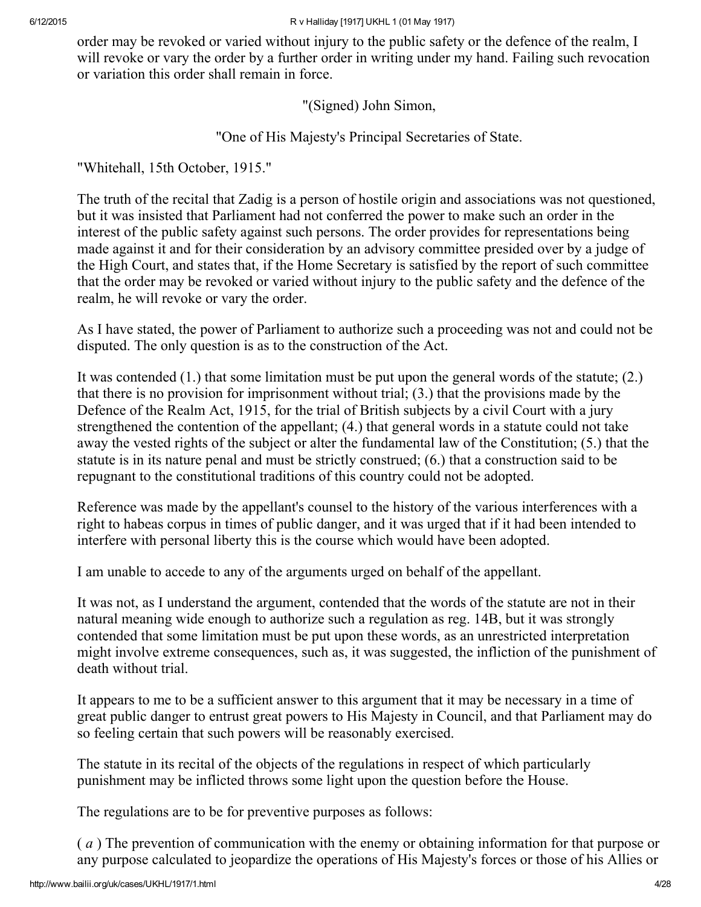order may be revoked or varied without injury to the public safety or the defence of the realm, I will revoke or vary the order by a further order in writing under my hand. Failing such revocation or variation this order shall remain in force.

"(Signed) John Simon,

"One of His Majesty's Principal Secretaries of State.

"Whitehall, 15th October, 1915."

The truth of the recital that Zadig is a person of hostile origin and associations was not questioned, but it was insisted that Parliament had not conferred the power to make such an order in the interest of the public safety against such persons. The order provides for representations being made against it and for their consideration by an advisory committee presided over by a judge of the High Court, and states that, if the Home Secretary is satisfied by the report of such committee that the order may be revoked or varied without injury to the public safety and the defence of the realm, he will revoke or vary the order.

As I have stated, the power of Parliament to authorize such a proceeding was not and could not be disputed. The only question is as to the construction of the Act.

It was contended (1.) that some limitation must be put upon the general words of the statute; (2.) that there is no provision for imprisonment without trial; (3.) that the provisions made by the Defence of the Realm Act, 1915, for the trial of British subjects by a civil Court with a jury strengthened the contention of the appellant; (4.) that general words in a statute could not take away the vested rights of the subject or alter the fundamental law of the Constitution; (5.) that the statute is in its nature penal and must be strictly construed; (6.) that a construction said to be repugnant to the constitutional traditions of this country could not be adopted.

Reference was made by the appellant's counsel to the history of the various interferences with a right to habeas corpus in times of public danger, and it was urged that if it had been intended to interfere with personal liberty this is the course which would have been adopted.

I am unable to accede to any of the arguments urged on behalf of the appellant.

It was not, as I understand the argument, contended that the words of the statute are not in their natural meaning wide enough to authorize such a regulation as reg. 14B, but it was strongly contended that some limitation must be put upon these words, as an unrestricted interpretation might involve extreme consequences, such as, it was suggested, the infliction of the punishment of death without trial.

It appears to me to be a sufficient answer to this argument that it may be necessary in a time of great public danger to entrust great powers to His Majesty in Council, and that Parliament may do so feeling certain that such powers will be reasonably exercised.

The statute in its recital of the objects of the regulations in respect of which particularly punishment may be inflicted throws some light upon the question before the House.

The regulations are to be for preventive purposes as follows:

( *a* ) The prevention of communication with the enemy or obtaining information for that purpose or any purpose calculated to jeopardize the operations of His Majesty's forces or those of his Allies or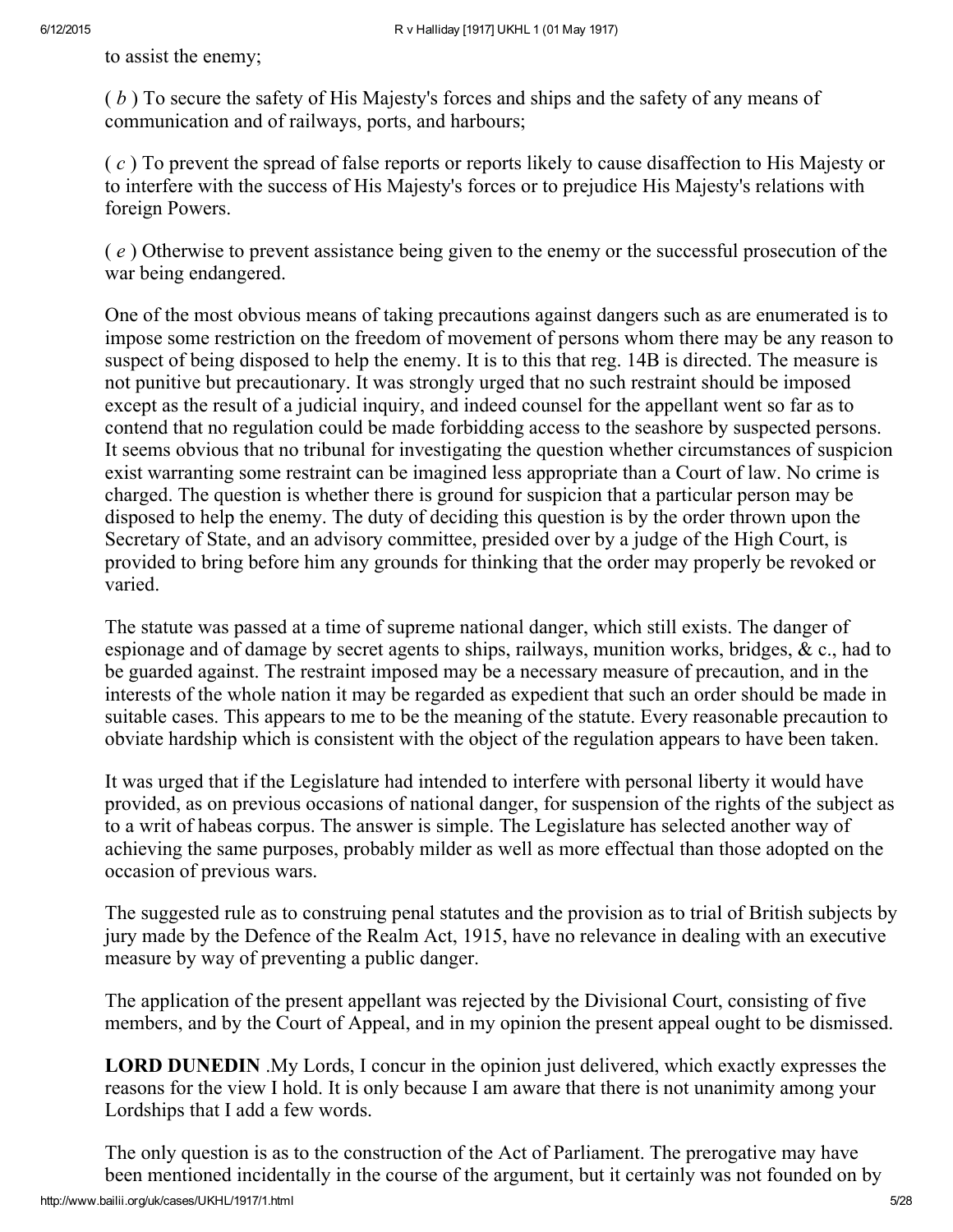to assist the enemy;

( *b* ) To secure the safety of His Majesty's forces and ships and the safety of any means of communication and of railways, ports, and harbours;

( *c* ) To prevent the spread of false reports or reports likely to cause disaffection to His Majesty or to interfere with the success of His Majesty's forces or to prejudice His Majesty's relations with foreign Powers.

( *e* ) Otherwise to prevent assistance being given to the enemy or the successful prosecution of the war being endangered.

One of the most obvious means of taking precautions against dangers such as are enumerated is to impose some restriction on the freedom of movement of persons whom there may be any reason to suspect of being disposed to help the enemy. It is to this that reg. 14B is directed. The measure is not punitive but precautionary. It was strongly urged that no such restraint should be imposed except as the result of a judicial inquiry, and indeed counsel for the appellant went so far as to contend that no regulation could be made forbidding access to the seashore by suspected persons. It seems obvious that no tribunal for investigating the question whether circumstances of suspicion exist warranting some restraint can be imagined less appropriate than a Court of law. No crime is charged. The question is whether there is ground for suspicion that a particular person may be disposed to help the enemy. The duty of deciding this question is by the order thrown upon the Secretary of State, and an advisory committee, presided over by a judge of the High Court, is provided to bring before him any grounds for thinking that the order may properly be revoked or varied.

The statute was passed at a time of supreme national danger, which still exists. The danger of espionage and of damage by secret agents to ships, railways, munition works, bridges, & c., had to be guarded against. The restraint imposed may be a necessary measure of precaution, and in the interests of the whole nation it may be regarded as expedient that such an order should be made in suitable cases. This appears to me to be the meaning of the statute. Every reasonable precaution to obviate hardship which is consistent with the object of the regulation appears to have been taken.

It was urged that if the Legislature had intended to interfere with personal liberty it would have provided, as on previous occasions of national danger, for suspension of the rights of the subject as to a writ of habeas corpus. The answer is simple. The Legislature has selected another way of achieving the same purposes, probably milder as well as more effectual than those adopted on the occasion of previous wars.

The suggested rule as to construing penal statutes and the provision as to trial of British subjects by jury made by the Defence of the Realm Act, 1915, have no relevance in dealing with an executive measure by way of preventing a public danger.

The application of the present appellant was rejected by the Divisional Court, consisting of five members, and by the Court of Appeal, and in my opinion the present appeal ought to be dismissed.

**LORD DUNEDIN** .My Lords, I concur in the opinion just delivered, which exactly expresses the reasons for the view I hold. It is only because I am aware that there is not unanimity among your Lordships that I add a few words.

The only question is as to the construction of the Act of Parliament. The prerogative may have been mentioned incidentally in the course of the argument, but it certainly was not founded on by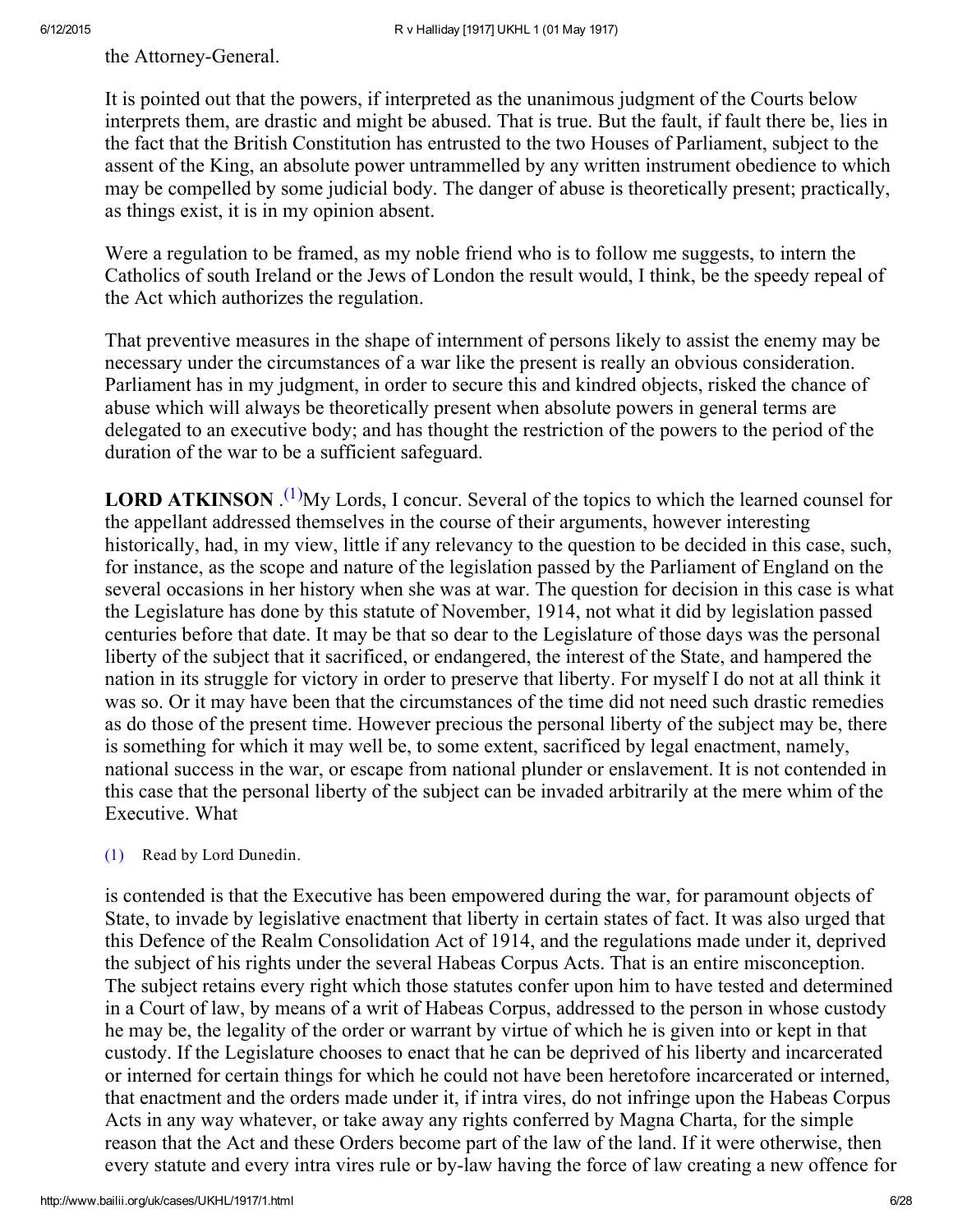the Attorney-General.

It is pointed out that the powers, if interpreted as the unanimous judgment of the Courts below interprets them, are drastic and might be abused. That is true. But the fault, if fault there be, lies in the fact that the British Constitution has entrusted to the two Houses of Parliament, subject to the assent of the King, an absolute power untrammelled by any written instrument obedience to which may be compelled by some judicial body. The danger of abuse is theoretically present; practically, as things exist, it is in my opinion absent.

Were a regulation to be framed, as my noble friend who is to follow me suggests, to intern the Catholics of south Ireland or the Jews of London the result would, I think, be the speedy repeal of the Act which authorizes the regulation.

That preventive measures in the shape of internment of persons likely to assist the enemy may be necessary under the circumstances of a war like the present is really an obvious consideration. Parliament has in my judgment, in order to secure this and kindred objects, risked the chance of abuse which will always be theoretically present when absolute powers in general terms are delegated to an executive body; and has thought the restriction of the powers to the period of the duration of the war to be a sufficient safeguard.

**LORD ATKINSON** .[(1)]My Lords, I concur. Several of the topics to which the learned counsel for the appellant addressed themselves in the course of their arguments, however interesting historically, had, in my view, little if any relevancy to the question to be decided in this case, such, for instance, as the scope and nature of the legislation passed by the Parliament of England on the several occasions in her history when she was at war. The question for decision in this case is what the Legislature has done by this statute of November, 1914, not what it did by legislation passed centuries before that date. It may be that so dear to the Legislature of those days was the personal liberty of the subject that it sacrificed, or endangered, the interest of the State, and hampered the nation in its struggle for victory in order to preserve that liberty. For myself I do not at all think it was so. Or it may have been that the circumstances of the time did not need such drastic remedies as do those of the present time. However precious the personal liberty of the subject may be, there is something for which it may well be, to some extent, sacrificed by legal enactment, namely, national success in the war, or escape from national plunder or enslavement. It is not contended in this case that the personal liberty of the subject can be invaded arbitrarily at the mere whim of the Executive. What

(1) Read by Lord Dunedin.

is contended is that the Executive has been empowered during the war, for paramount objects of State, to invade by legislative enactment that liberty in certain states of fact. It was also urged that this Defence of the Realm Consolidation Act of 1914, and the regulations made under it, deprived the subject of his rights under the several Habeas Corpus Acts. That is an entire misconception. The subject retains every right which those statutes confer upon him to have tested and determined in a Court of law, by means of a writ of Habeas Corpus, addressed to the person in whose custody he may be, the legality of the order or warrant by virtue of which he is given into or kept in that custody. If the Legislature chooses to enact that he can be deprived of his liberty and incarcerated or interned for certain things for which he could not have been heretofore incarcerated or interned, that enactment and the orders made under it, if intra vires, do not infringe upon the Habeas Corpus Acts in any way whatever, or take away any rights conferred by Magna Charta, for the simple reason that the Act and these Orders become part of the law of the land. If it were otherwise, then every statute and every intra vires rule or by-law having the force of law creating a new offence for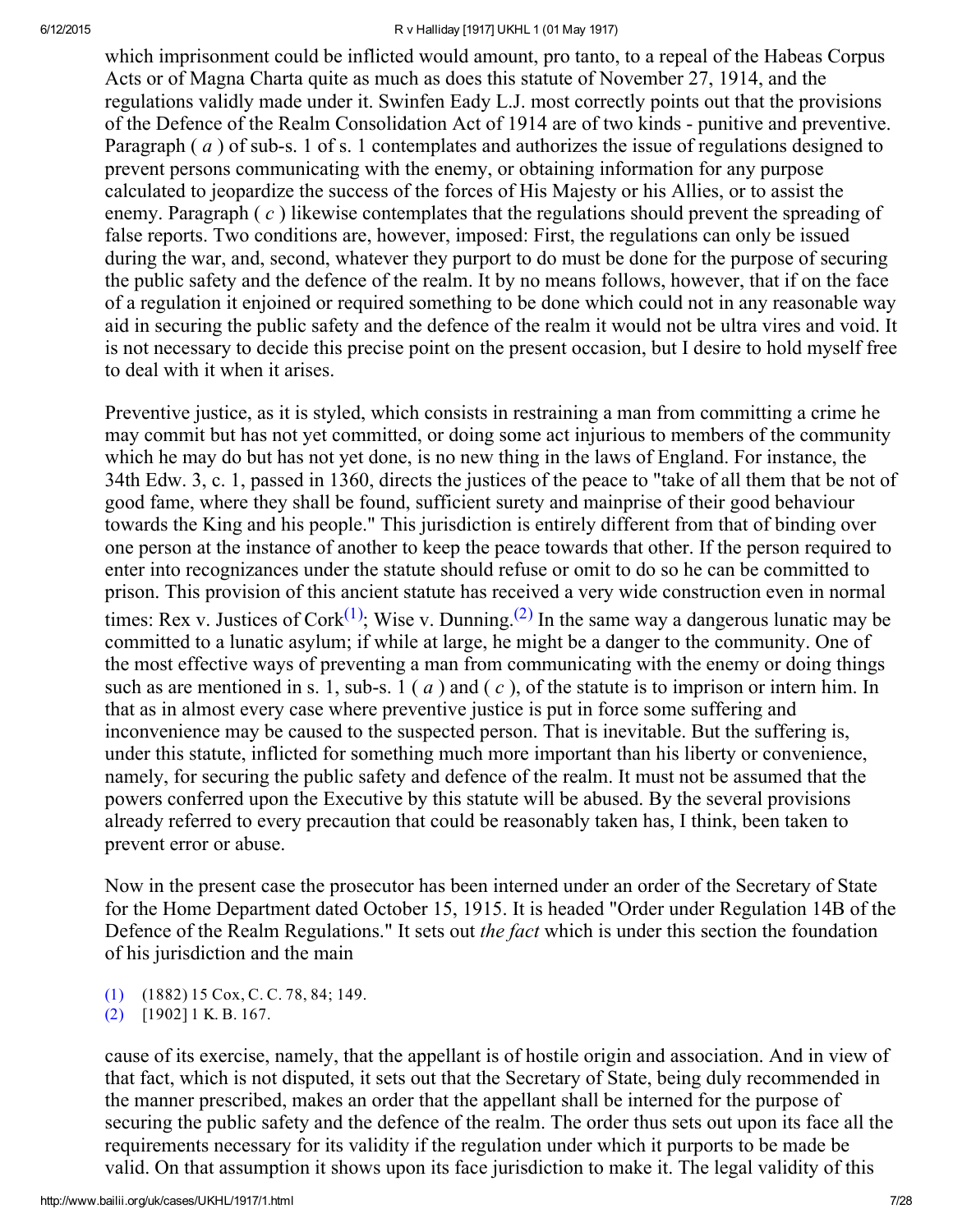which imprisonment could be inflicted would amount, pro tanto, to a repeal of the Habeas Corpus Acts or of Magna Charta quite as much as does this statute of November 27, 1914, and the regulations validly made under it. Swinfen Eady L.J. most correctly points out that the provisions of the Defence of the Realm Consolidation Act of 1914 are of two kinds - punitive and preventive. Paragraph ( *a* ) of sub-s. 1 of s. 1 contemplates and authorizes the issue of regulations designed to prevent persons communicating with the enemy, or obtaining information for any purpose calculated to jeopardize the success of the forces of His Majesty or his Allies, or to assist the enemy. Paragraph ( *c* ) likewise contemplates that the regulations should prevent the spreading of false reports. Two conditions are, however, imposed: First, the regulations can only be issued during the war, and, second, whatever they purport to do must be done for the purpose of securing the public safety and the defence of the realm. It by no means follows, however, that if on the face of a regulation it enjoined or required something to be done which could not in any reasonable way aid in securing the public safety and the defence of the realm it would not be ultra vires and void. It is not necessary to decide this precise point on the present occasion, but I desire to hold myself free to deal with it when it arises.

Preventive justice, as it is styled, which consists in restraining a man from committing a crime he may commit but has not yet committed, or doing some act injurious to members of the community which he may do but has not yet done, is no new thing in the laws of England. For instance, the 34th Edw. 3, c. 1, passed in 1360, directs the justices of the peace to "take of all them that be not of good fame, where they shall be found, sufficient surety and mainprise of their good behaviour towards the King and his people." This jurisdiction is entirely different from that of binding over one person at the instance of another to keep the peace towards that other. If the person required to enter into recognizances under the statute should refuse or omit to do so he can be committed to prison. This provision of this ancient statute has received a very wide construction even in normal times: Rex v. Justices of Cork[(1)]; Wise v. Dunning.[(2)] In the same way a dangerous lunatic may be committed to a lunatic asylum; if while at large, he might be a danger to the community. One of the most effective ways of preventing a man from communicating with the enemy or doing things such as are mentioned in s. 1, sub-s. 1 ( *a* ) and ( *c* ), of the statute is to imprison or intern him. In that as in almost every case where preventive justice is put in force some suffering and inconvenience may be caused to the suspected person. That is inevitable. But the suffering is, under this statute, inflicted for something much more important than his liberty or convenience, namely, for securing the public safety and defence of the realm. It must not be assumed that the powers conferred upon the Executive by this statute will be abused. By the several provisions already referred to every precaution that could be reasonably taken has, I think, been taken to prevent error or abuse.

Now in the present case the prosecutor has been interned under an order of the Secretary of State for the Home Department dated October 15, 1915. It is headed "Order under Regulation 14B of the Defence of the Realm Regulations." It sets out *the fact* which is under this section the foundation of his jurisdiction and the main cause of its exercise, namely, that the appellant is of hostile origin and association. And in view of that fact, which is not disputed, it sets out that the Secretary of State, being duly recommended in the manner prescribed, makes an order that the appellant shall be interned for the purpose of securing the public safety and the defence of the realm. The order thus sets out upon its face all the requirements necessary for its validity if the regulation under which it purports to be made be valid. On that assumption it shows upon its face jurisdiction to make it. The legal validity of this

(1) (1882) 15 Cox, C. C. 78, 84; 149.
(2) [1902] 1 K. B. 167.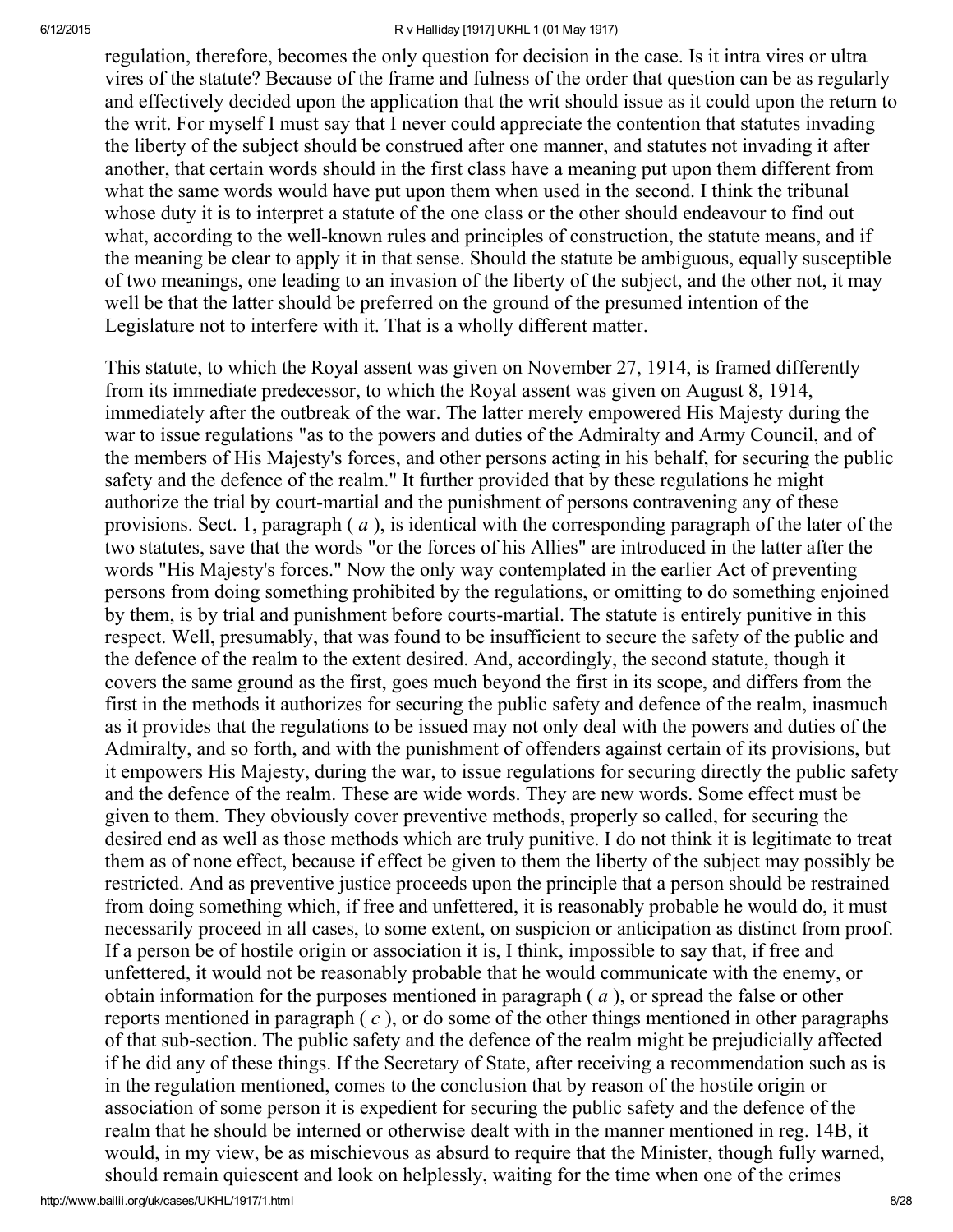regulation, therefore, becomes the only question for decision in the case. Is it intra vires or ultra vires of the statute? Because of the frame and fulness of the order that question can be as regularly and effectively decided upon the application that the writ should issue as it could upon the return to the writ. For myself I must say that I never could appreciate the contention that statutes invading the liberty of the subject should be construed after one manner, and statutes not invading it after another, that certain words should in the first class have a meaning put upon them different from what the same words would have put upon them when used in the second. I think the tribunal whose duty it is to interpret a statute of the one class or the other should endeavour to find out what, according to the well-known rules and principles of construction, the statute means, and if the meaning be clear to apply it in that sense. Should the statute be ambiguous, equally susceptible of two meanings, one leading to an invasion of the liberty of the subject, and the other not, it may well be that the latter should be preferred on the ground of the presumed intention of the Legislature not to interfere with it. That is a wholly different matter.

This statute, to which the Royal assent was given on November 27, 1914, is framed differently from its immediate predecessor, to which the Royal assent was given on August 8, 1914, immediately after the outbreak of the war. The latter merely empowered His Majesty during the war to issue regulations "as to the powers and duties of the Admiralty and Army Council, and of the members of His Majesty's forces, and other persons acting in his behalf, for securing the public safety and the defence of the realm." It further provided that by these regulations he might authorize the trial by court-martial and the punishment of persons contravening any of these provisions. Sect. 1, paragraph ( *a* ), is identical with the corresponding paragraph of the later of the two statutes, save that the words "or the forces of his Allies" are introduced in the latter after the words "His Majesty's forces." Now the only way contemplated in the earlier Act of preventing persons from doing something prohibited by the regulations, or omitting to do something enjoined by them, is by trial and punishment before courts-martial. The statute is entirely punitive in this respect. Well, presumably, that was found to be insufficient to secure the safety of the public and the defence of the realm to the extent desired. And, accordingly, the second statute, though it covers the same ground as the first, goes much beyond the first in its scope, and differs from the first in the methods it authorizes for securing the public safety and defence of the realm, inasmuch as it provides that the regulations to be issued may not only deal with the powers and duties of the Admiralty, and so forth, and with the punishment of offenders against certain of its provisions, but it empowers His Majesty, during the war, to issue regulations for securing directly the public safety and the defence of the realm. These are wide words. They are new words. Some effect must be given to them. They obviously cover preventive methods, properly so called, for securing the desired end as well as those methods which are truly punitive. I do not think it is legitimate to treat them as of none effect, because if effect be given to them the liberty of the subject may possibly be restricted. And as preventive justice proceeds upon the principle that a person should be restrained from doing something which, if free and unfettered, it is reasonably probable he would do, it must necessarily proceed in all cases, to some extent, on suspicion or anticipation as distinct from proof. If a person be of hostile origin or association it is, I think, impossible to say that, if free and unfettered, it would not be reasonably probable that he would communicate with the enemy, or obtain information for the purposes mentioned in paragraph ( *a* ), or spread the false or other reports mentioned in paragraph ( *c* ), or do some of the other things mentioned in other paragraphs of that sub-section. The public safety and the defence of the realm might be prejudicially affected if he did any of these things. If the Secretary of State, after receiving a recommendation such as is in the regulation mentioned, comes to the conclusion that by reason of the hostile origin or association of some person it is expedient for securing the public safety and the defence of the realm that he should be interned or otherwise dealt with in the manner mentioned in reg. 14B, it would, in my view, be as mischievous as absurd to require that the Minister, though fully warned, should remain quiescent and look on helplessly, waiting for the time when one of the crimes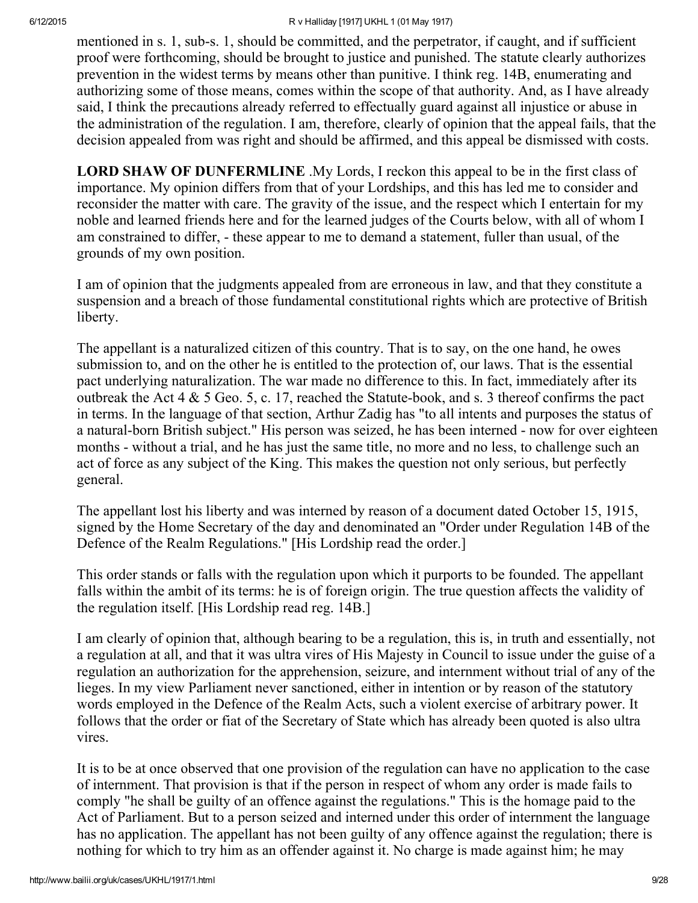mentioned in s. 1, sub-s. 1, should be committed, and the perpetrator, if caught, and if sufficient proof were forthcoming, should be brought to justice and punished. The statute clearly authorizes prevention in the widest terms by means other than punitive. I think reg. 14B, enumerating and authorizing some of those means, comes within the scope of that authority. And, as I have already said, I think the precautions already referred to effectually guard against all injustice or abuse in the administration of the regulation. I am, therefore, clearly of opinion that the appeal fails, that the decision appealed from was right and should be affirmed, and this appeal be dismissed with costs.

**LORD SHAW OF DUNFERMLINE** .My Lords, I reckon this appeal to be in the first class of importance. My opinion differs from that of your Lordships, and this has led me to consider and reconsider the matter with care. The gravity of the issue, and the respect which I entertain for my noble and learned friends here and for the learned judges of the Courts below, with all of whom I am constrained to differ, - these appear to me to demand a statement, fuller than usual, of the grounds of my own position.

I am of opinion that the judgments appealed from are erroneous in law, and that they constitute a suspension and a breach of those fundamental constitutional rights which are protective of British liberty.

The appellant is a naturalized citizen of this country. That is to say, on the one hand, he owes submission to, and on the other he is entitled to the protection of, our laws. That is the essential pact underlying naturalization. The war made no difference to this. In fact, immediately after its outbreak the Act 4 & 5 Geo. 5, c. 17, reached the Statute-book, and s. 3 thereof confirms the pact in terms. In the language of that section, Arthur Zadig has "to all intents and purposes the status of a natural-born British subject." His person was seized, he has been interned - now for over eighteen months - without a trial, and he has just the same title, no more and no less, to challenge such an act of force as any subject of the King. This makes the question not only serious, but perfectly general.

The appellant lost his liberty and was interned by reason of a document dated October 15, 1915, signed by the Home Secretary of the day and denominated an "Order under Regulation 14B of the Defence of the Realm Regulations." [His Lordship read the order.]

This order stands or falls with the regulation upon which it purports to be founded. The appellant falls within the ambit of its terms: he is of foreign origin. The true question affects the validity of the regulation itself. [His Lordship read reg. 14B.]

I am clearly of opinion that, although bearing to be a regulation, this is, in truth and essentially, not a regulation at all, and that it was ultra vires of His Majesty in Council to issue under the guise of a regulation an authorization for the apprehension, seizure, and internment without trial of any of the lieges. In my view Parliament never sanctioned, either in intention or by reason of the statutory words employed in the Defence of the Realm Acts, such a violent exercise of arbitrary power. It follows that the order or fiat of the Secretary of State which has already been quoted is also ultra vires.

It is to be at once observed that one provision of the regulation can have no application to the case of internment. That provision is that if the person in respect of whom any order is made fails to comply "he shall be guilty of an offence against the regulations." This is the homage paid to the Act of Parliament. But to a person seized and interned under this order of internment the language has no application. The appellant has not been guilty of any offence against the regulation; there is nothing for which to try him as an offender against it. No charge is made against him; he may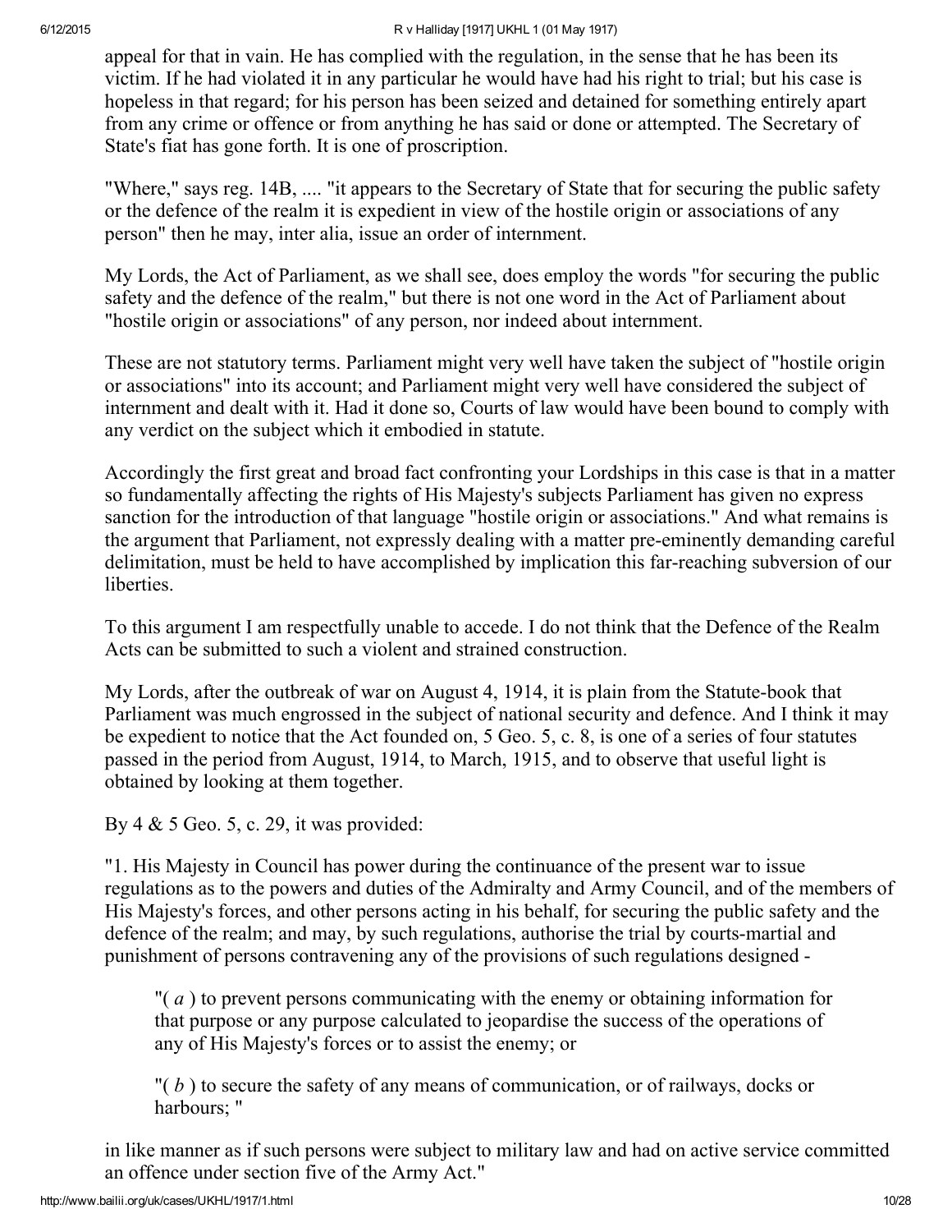appeal for that in vain. He has complied with the regulation, in the sense that he has been its victim. If he had violated it in any particular he would have had his right to trial; but his case is hopeless in that regard; for his person has been seized and detained for something entirely apart from any crime or offence or from anything he has said or done or attempted. The Secretary of State's fiat has gone forth. It is one of proscription.

"Where," says reg. 14B, .... "it appears to the Secretary of State that for securing the public safety or the defence of the realm it is expedient in view of the hostile origin or associations of any person" then he may, inter alia, issue an order of internment.

My Lords, the Act of Parliament, as we shall see, does employ the words "for securing the public safety and the defence of the realm," but there is not one word in the Act of Parliament about "hostile origin or associations" of any person, nor indeed about internment.

These are not statutory terms. Parliament might very well have taken the subject of "hostile origin or associations" into its account; and Parliament might very well have considered the subject of internment and dealt with it. Had it done so, Courts of law would have been bound to comply with any verdict on the subject which it embodied in statute.

Accordingly the first great and broad fact confronting your Lordships in this case is that in a matter so fundamentally affecting the rights of His Majesty's subjects Parliament has given no express sanction for the introduction of that language "hostile origin or associations." And what remains is the argument that Parliament, not expressly dealing with a matter pre-eminently demanding careful delimitation, must be held to have accomplished by implication this far-reaching subversion of our liberties.

To this argument I am respectfully unable to accede. I do not think that the Defence of the Realm Acts can be submitted to such a violent and strained construction.

My Lords, after the outbreak of war on August 4, 1914, it is plain from the Statute-book that Parliament was much engrossed in the subject of national security and defence. And I think it may be expedient to notice that the Act founded on, 5 Geo. 5, c. 8, is one of a series of four statutes passed in the period from August, 1914, to March, 1915, and to observe that useful light is obtained by looking at them together.

By 4 & 5 Geo. 5, c. 29, it was provided:

"1. His Majesty in Council has power during the continuance of the present war to issue regulations as to the powers and duties of the Admiralty and Army Council, and of the members of His Majesty's forces, and other persons acting in his behalf, for securing the public safety and the defence of the realm; and may, by such regulations, authorise the trial by courts-martial and punishment of persons contravening any of the provisions of such regulations designed -

> "( *a* ) to prevent persons communicating with the enemy or obtaining information for that purpose or any purpose calculated to jeopardise the success of the operations of any of His Majesty's forces or to assist the enemy; or
>
> "( *b* ) to secure the safety of any means of communication, or of railways, docks or harbours; "

in like manner as if such persons were subject to military law and had on active service committed an offence under section five of the Army Act."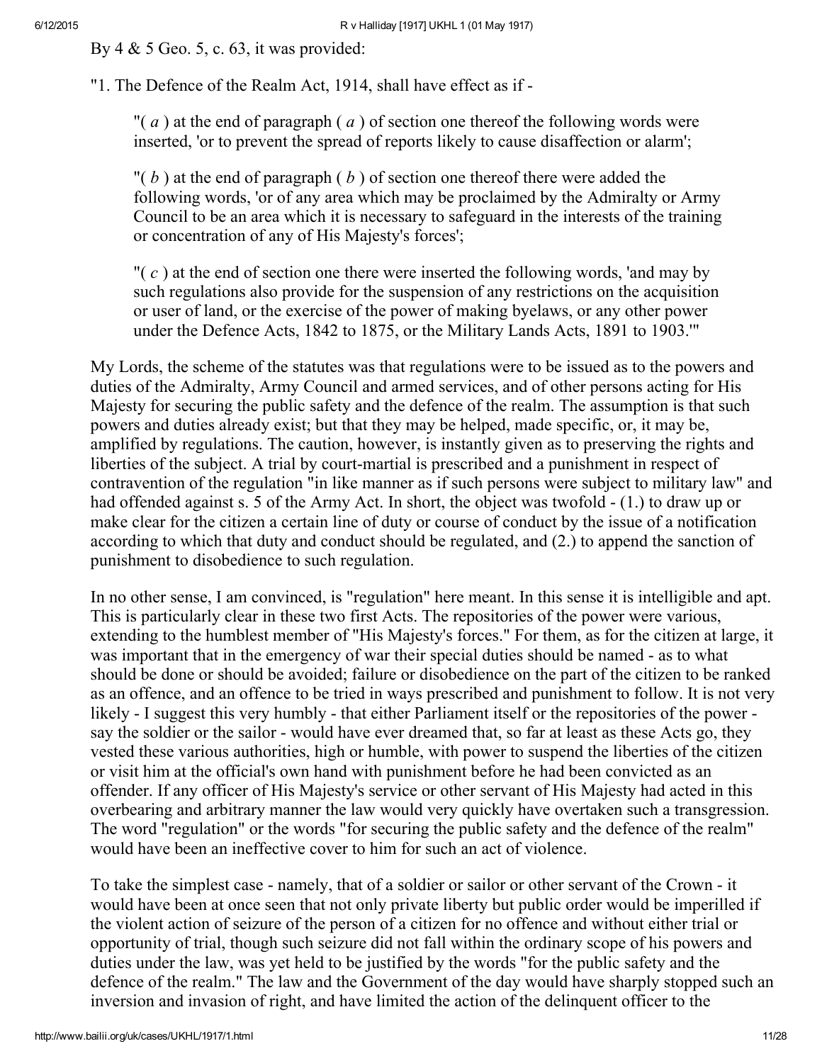By 4 & 5 Geo. 5, c. 63, it was provided:

"1. The Defence of the Realm Act, 1914, shall have effect as if -

> "( *a* ) at the end of paragraph ( *a* ) of section one thereof the following words were inserted, 'or to prevent the spread of reports likely to cause disaffection or alarm';
>
> "( *b* ) at the end of paragraph ( *b* ) of section one thereof there were added the following words, 'or of any area which may be proclaimed by the Admiralty or Army Council to be an area which it is necessary to safeguard in the interests of the training or concentration of any of His Majesty's forces';
>
> "( *c* ) at the end of section one there were inserted the following words, 'and may by such regulations also provide for the suspension of any restrictions on the acquisition or user of land, or the exercise of the power of making byelaws, or any other power under the Defence Acts, 1842 to 1875, or the Military Lands Acts, 1891 to 1903.'"

My Lords, the scheme of the statutes was that regulations were to be issued as to the powers and duties of the Admiralty, Army Council and armed services, and of other persons acting for His Majesty for securing the public safety and the defence of the realm. The assumption is that such powers and duties already exist; but that they may be helped, made specific, or, it may be, amplified by regulations. The caution, however, is instantly given as to preserving the rights and liberties of the subject. A trial by court-martial is prescribed and a punishment in respect of contravention of the regulation "in like manner as if such persons were subject to military law" and had offended against s. 5 of the Army Act. In short, the object was twofold - (1.) to draw up or make clear for the citizen a certain line of duty or course of conduct by the issue of a notification according to which that duty and conduct should be regulated, and (2.) to append the sanction of punishment to disobedience to such regulation.

In no other sense, I am convinced, is "regulation" here meant. In this sense it is intelligible and apt. This is particularly clear in these two first Acts. The repositories of the power were various, extending to the humblest member of "His Majesty's forces." For them, as for the citizen at large, it was important that in the emergency of war their special duties should be named - as to what should be done or should be avoided; failure or disobedience on the part of the citizen to be ranked as an offence, and an offence to be tried in ways prescribed and punishment to follow. It is not very likely - I suggest this very humbly - that either Parliament itself or the repositories of the power - say the soldier or the sailor - would have ever dreamed that, so far at least as these Acts go, they vested these various authorities, high or humble, with power to suspend the liberties of the citizen or visit him at the official's own hand with punishment before he had been convicted as an offender. If any officer of His Majesty's service or other servant of His Majesty had acted in this overbearing and arbitrary manner the law would very quickly have overtaken such a transgression. The word "regulation" or the words "for securing the public safety and the defence of the realm" would have been an ineffective cover to him for such an act of violence.

To take the simplest case - namely, that of a soldier or sailor or other servant of the Crown - it would have been at once seen that not only private liberty but public order would be imperilled if the violent action of seizure of the person of a citizen for no offence and without either trial or opportunity of trial, though such seizure did not fall within the ordinary scope of his powers and duties under the law, was yet held to be justified by the words "for the public safety and the defence of the realm." The law and the Government of the day would have sharply stopped such an inversion and invasion of right, and have limited the action of the delinquent officer to the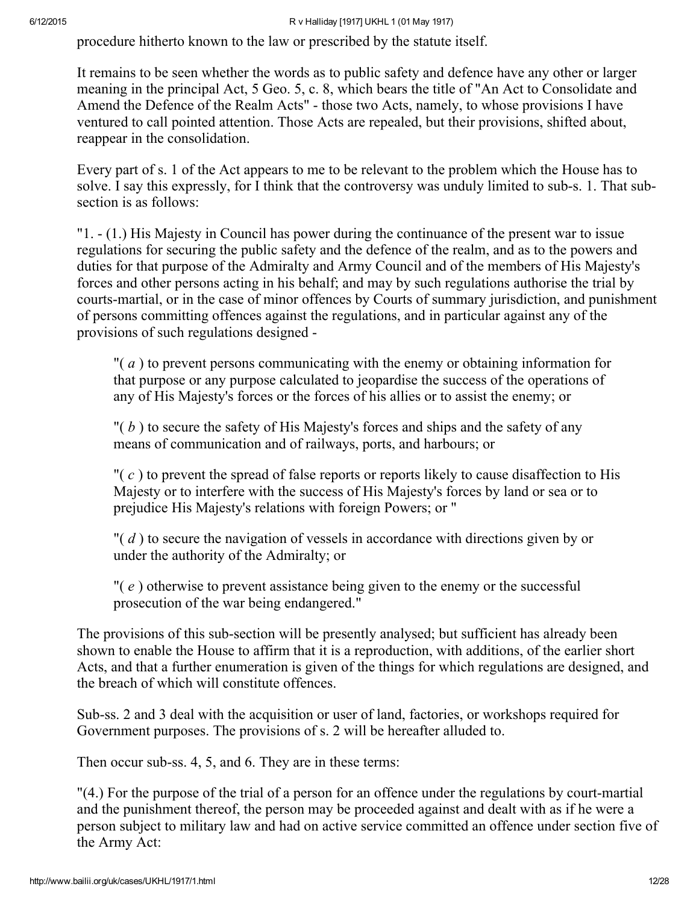procedure hitherto known to the law or prescribed by the statute itself.

It remains to be seen whether the words as to public safety and defence have any other or larger meaning in the principal Act, 5 Geo. 5, c. 8, which bears the title of "An Act to Consolidate and Amend the Defence of the Realm Acts" - those two Acts, namely, to whose provisions I have ventured to call pointed attention. Those Acts are repealed, but their provisions, shifted about, reappear in the consolidation.

Every part of s. 1 of the Act appears to me to be relevant to the problem which the House has to solve. I say this expressly, for I think that the controversy was unduly limited to sub-s. 1. That sub-section is as follows:

"1. - (1.) His Majesty in Council has power during the continuance of the present war to issue regulations for securing the public safety and the defence of the realm, and as to the powers and duties for that purpose of the Admiralty and Army Council and of the members of His Majesty's forces and other persons acting in his behalf; and may by such regulations authorise the trial by courts-martial, or in the case of minor offences by Courts of summary jurisdiction, and punishment of persons committing offences against the regulations, and in particular against any of the provisions of such regulations designed -

> "( *a* ) to prevent persons communicating with the enemy or obtaining information for that purpose or any purpose calculated to jeopardise the success of the operations of any of His Majesty's forces or the forces of his allies or to assist the enemy; or
>
> "( *b* ) to secure the safety of His Majesty's forces and ships and the safety of any means of communication and of railways, ports, and harbours; or
>
> "( *c* ) to prevent the spread of false reports or reports likely to cause disaffection to His Majesty or to interfere with the success of His Majesty's forces by land or sea or to prejudice His Majesty's relations with foreign Powers; or "
>
> "( *d* ) to secure the navigation of vessels in accordance with directions given by or under the authority of the Admiralty; or
>
> "( *e* ) otherwise to prevent assistance being given to the enemy or the successful prosecution of the war being endangered."

The provisions of this sub-section will be presently analysed; but sufficient has already been shown to enable the House to affirm that it is a reproduction, with additions, of the earlier short Acts, and that a further enumeration is given of the things for which regulations are designed, and the breach of which will constitute offences.

Sub-ss. 2 and 3 deal with the acquisition or user of land, factories, or workshops required for Government purposes. The provisions of s. 2 will be hereafter alluded to.

Then occur sub-ss. 4, 5, and 6. They are in these terms:

"(4.) For the purpose of the trial of a person for an offence under the regulations by court-martial and the punishment thereof, the person may be proceeded against and dealt with as if he were a person subject to military law and had on active service committed an offence under section five of the Army Act: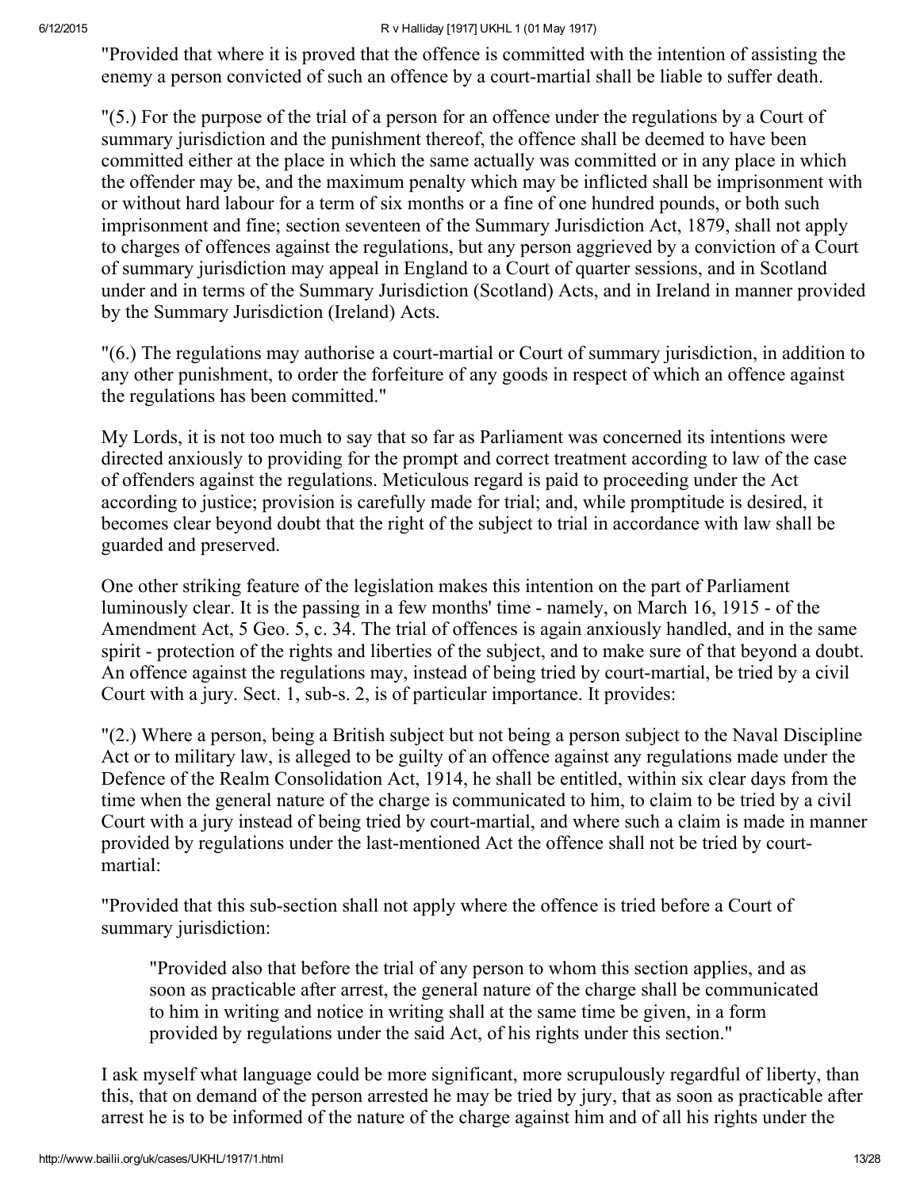"Provided that where it is proved that the offence is committed with the intention of assisting the enemy a person convicted of such an offence by a court-martial shall be liable to suffer death.

"(5.) For the purpose of the trial of a person for an offence under the regulations by a Court of summary jurisdiction and the punishment thereof, the offence shall be deemed to have been committed either at the place in which the same actually was committed or in any place in which the offender may be, and the maximum penalty which may be inflicted shall be imprisonment with or without hard labour for a term of six months or a fine of one hundred pounds, or both such imprisonment and fine; section seventeen of the Summary Jurisdiction Act, 1879, shall not apply to charges of offences against the regulations, but any person aggrieved by a conviction of a Court of summary jurisdiction may appeal in England to a Court of quarter sessions, and in Scotland under and in terms of the Summary Jurisdiction (Scotland) Acts, and in Ireland in manner provided by the Summary Jurisdiction (Ireland) Acts.

"(6.) The regulations may authorise a court-martial or Court of summary jurisdiction, in addition to any other punishment, to order the forfeiture of any goods in respect of which an offence against the regulations has been committed."

My Lords, it is not too much to say that so far as Parliament was concerned its intentions were directed anxiously to providing for the prompt and correct treatment according to law of the case of offenders against the regulations. Meticulous regard is paid to proceeding under the Act according to justice; provision is carefully made for trial; and, while promptitude is desired, it becomes clear beyond doubt that the right of the subject to trial in accordance with law shall be guarded and preserved.

One other striking feature of the legislation makes this intention on the part of Parliament luminously clear. It is the passing in a few months' time - namely, on March 16, 1915 - of the Amendment Act, 5 Geo. 5, c. 34. The trial of offences is again anxiously handled, and in the same spirit - protection of the rights and liberties of the subject, and to make sure of that beyond a doubt. An offence against the regulations may, instead of being tried by court-martial, be tried by a civil Court with a jury. Sect. 1, sub-s. 2, is of particular importance. It provides:

"(2.) Where a person, being a British subject but not being a person subject to the Naval Discipline Act or to military law, is alleged to be guilty of an offence against any regulations made under the Defence of the Realm Consolidation Act, 1914, he shall be entitled, within six clear days from the time when the general nature of the charge is communicated to him, to claim to be tried by a civil Court with a jury instead of being tried by court-martial, and where such a claim is made in manner provided by regulations under the last-mentioned Act the offence shall not be tried by court-martial:

"Provided that this sub-section shall not apply where the offence is tried before a Court of summary jurisdiction:

> "Provided also that before the trial of any person to whom this section applies, and as soon as practicable after arrest, the general nature of the charge shall be communicated to him in writing and notice in writing shall at the same time be given, in a form provided by regulations under the said Act, of his rights under this section."

I ask myself what language could be more significant, more scrupulously regardful of liberty, than this, that on demand of the person arrested he may be tried by jury, that as soon as practicable after arrest he is to be informed of the nature of the charge against him and of all his rights under the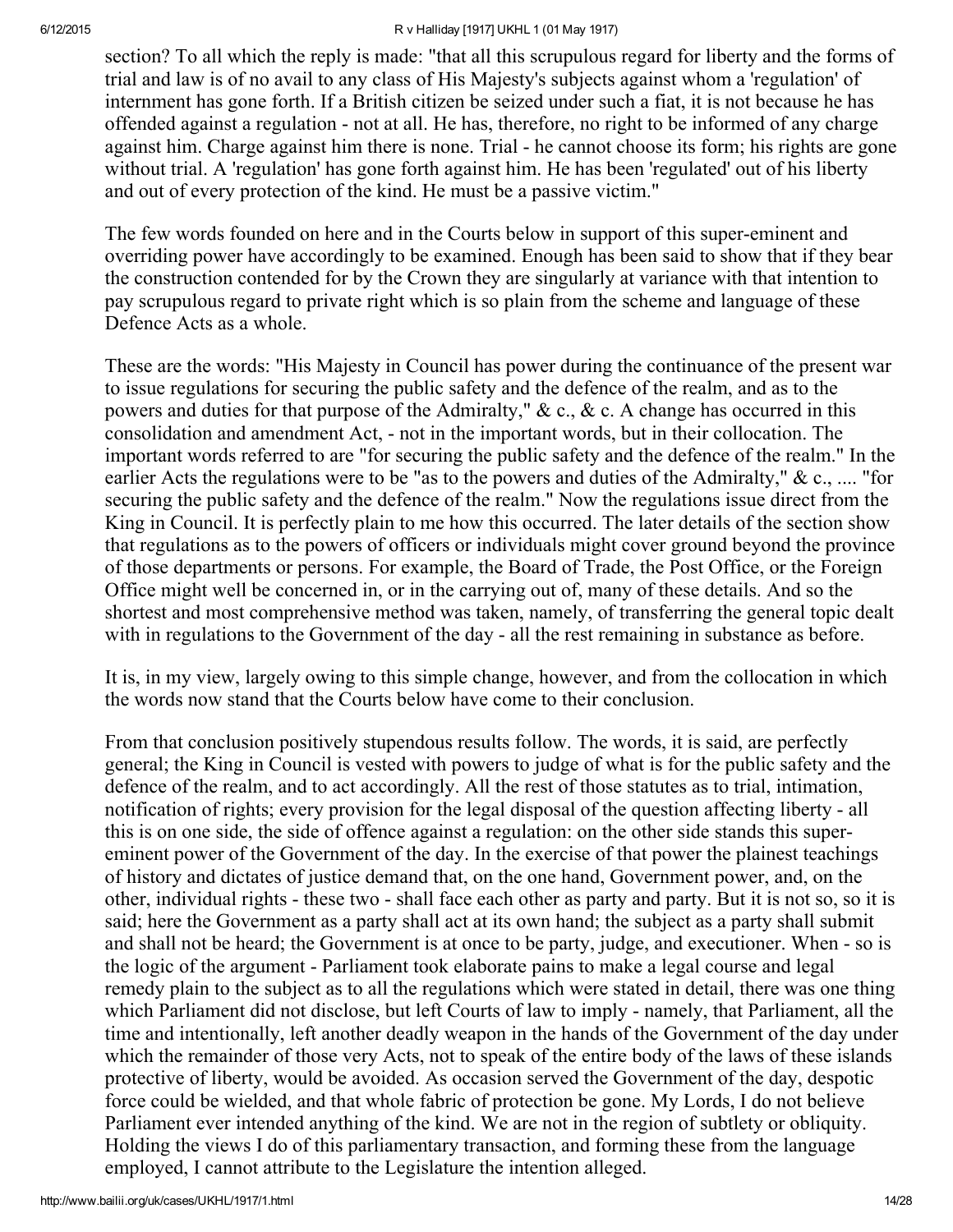section? To all which the reply is made: "that all this scrupulous regard for liberty and the forms of trial and law is of no avail to any class of His Majesty's subjects against whom a 'regulation' of internment has gone forth. If a British citizen be seized under such a fiat, it is not because he has offended against a regulation - not at all. He has, therefore, no right to be informed of any charge against him. Charge against him there is none. Trial - he cannot choose its form; his rights are gone without trial. A 'regulation' has gone forth against him. He has been 'regulated' out of his liberty and out of every protection of the kind. He must be a passive victim."

The few words founded on here and in the Courts below in support of this super-eminent and overriding power have accordingly to be examined. Enough has been said to show that if they bear the construction contended for by the Crown they are singularly at variance with that intention to pay scrupulous regard to private right which is so plain from the scheme and language of these Defence Acts as a whole.

These are the words: "His Majesty in Council has power during the continuance of the present war to issue regulations for securing the public safety and the defence of the realm, and as to the powers and duties for that purpose of the Admiralty," & c., & c. A change has occurred in this consolidation and amendment Act, - not in the important words, but in their collocation. The important words referred to are "for securing the public safety and the defence of the realm." In the earlier Acts the regulations were to be "as to the powers and duties of the Admiralty," & c., .... "for securing the public safety and the defence of the realm." Now the regulations issue direct from the King in Council. It is perfectly plain to me how this occurred. The later details of the section show that regulations as to the powers of officers or individuals might cover ground beyond the province of those departments or persons. For example, the Board of Trade, the Post Office, or the Foreign Office might well be concerned in, or in the carrying out of, many of these details. And so the shortest and most comprehensive method was taken, namely, of transferring the general topic dealt with in regulations to the Government of the day - all the rest remaining in substance as before.

It is, in my view, largely owing to this simple change, however, and from the collocation in which the words now stand that the Courts below have come to their conclusion.

From that conclusion positively stupendous results follow. The words, it is said, are perfectly general; the King in Council is vested with powers to judge of what is for the public safety and the defence of the realm, and to act accordingly. All the rest of those statutes as to trial, intimation, notification of rights; every provision for the legal disposal of the question affecting liberty - all this is on one side, the side of offence against a regulation: on the other side stands this super-eminent power of the Government of the day. In the exercise of that power the plainest teachings of history and dictates of justice demand that, on the one hand, Government power, and, on the other, individual rights - these two - shall face each other as party and party. But it is not so, so it is said; here the Government as a party shall act at its own hand; the subject as a party shall submit and shall not be heard; the Government is at once to be party, judge, and executioner. When - so is the logic of the argument - Parliament took elaborate pains to make a legal course and legal remedy plain to the subject as to all the regulations which were stated in detail, there was one thing which Parliament did not disclose, but left Courts of law to imply - namely, that Parliament, all the time and intentionally, left another deadly weapon in the hands of the Government of the day under which the remainder of those very Acts, not to speak of the entire body of the laws of these islands protective of liberty, would be avoided. As occasion served the Government of the day, despotic force could be wielded, and that whole fabric of protection be gone. My Lords, I do not believe Parliament ever intended anything of the kind. We are not in the region of subtlety or obliquity. Holding the views I do of this parliamentary transaction, and forming these from the language employed, I cannot attribute to the Legislature the intention alleged.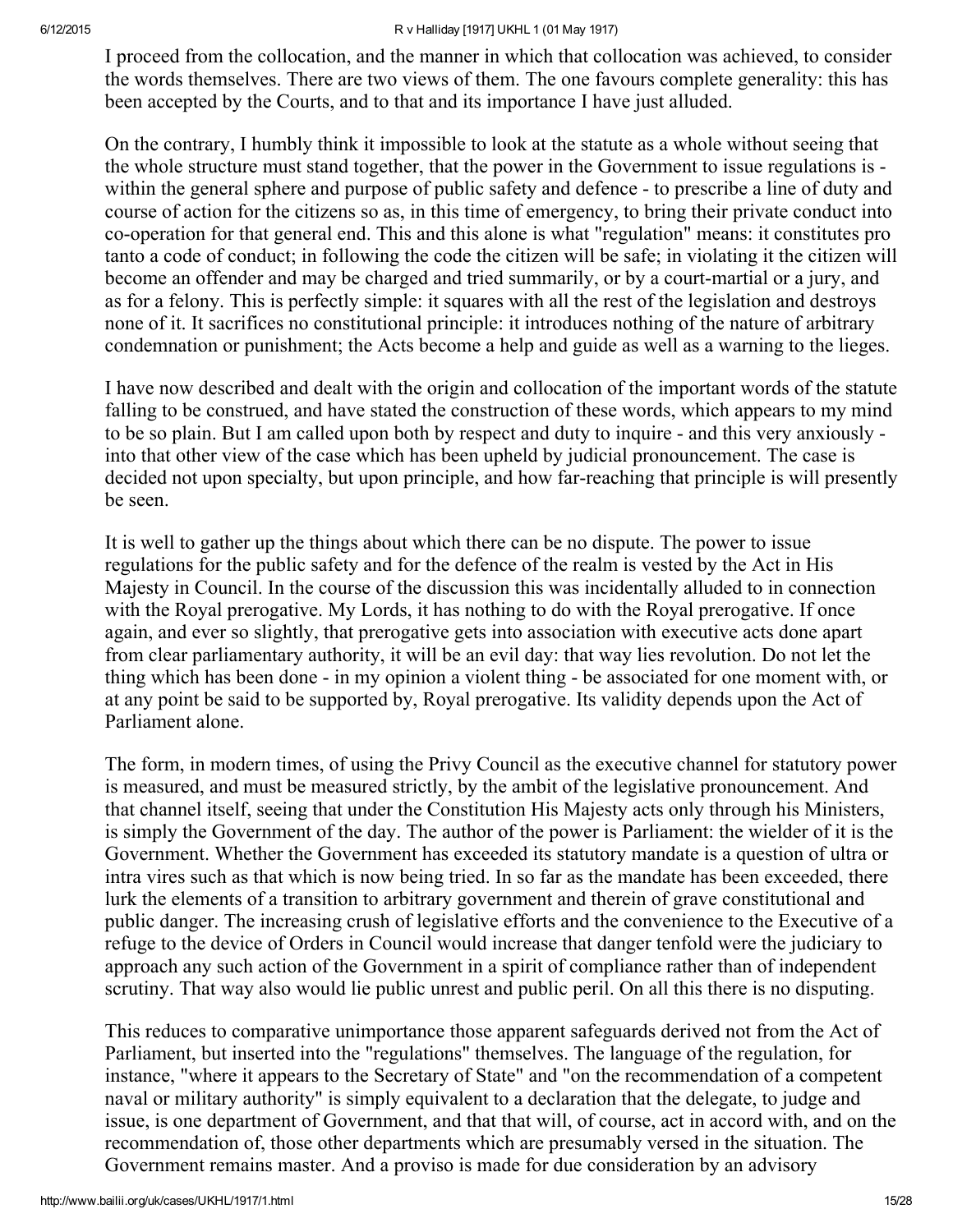I proceed from the collocation, and the manner in which that collocation was achieved, to consider the words themselves. There are two views of them. The one favours complete generality: this has been accepted by the Courts, and to that and its importance I have just alluded.

On the contrary, I humbly think it impossible to look at the statute as a whole without seeing that the whole structure must stand together, that the power in the Government to issue regulations is - within the general sphere and purpose of public safety and defence - to prescribe a line of duty and course of action for the citizens so as, in this time of emergency, to bring their private conduct into co-operation for that general end. This and this alone is what "regulation" means: it constitutes pro tanto a code of conduct; in following the code the citizen will be safe; in violating it the citizen will become an offender and may be charged and tried summarily, or by a court-martial or a jury, and as for a felony. This is perfectly simple: it squares with all the rest of the legislation and destroys none of it. It sacrifices no constitutional principle: it introduces nothing of the nature of arbitrary condemnation or punishment; the Acts become a help and guide as well as a warning to the lieges.

I have now described and dealt with the origin and collocation of the important words of the statute falling to be construed, and have stated the construction of these words, which appears to my mind to be so plain. But I am called upon both by respect and duty to inquire - and this very anxiously - into that other view of the case which has been upheld by judicial pronouncement. The case is decided not upon specialty, but upon principle, and how far-reaching that principle is will presently be seen.

It is well to gather up the things about which there can be no dispute. The power to issue regulations for the public safety and for the defence of the realm is vested by the Act in His Majesty in Council. In the course of the discussion this was incidentally alluded to in connection with the Royal prerogative. My Lords, it has nothing to do with the Royal prerogative. If once again, and ever so slightly, that prerogative gets into association with executive acts done apart from clear parliamentary authority, it will be an evil day: that way lies revolution. Do not let the thing which has been done - in my opinion a violent thing - be associated for one moment with, or at any point be said to be supported by, Royal prerogative. Its validity depends upon the Act of Parliament alone.

The form, in modern times, of using the Privy Council as the executive channel for statutory power is measured, and must be measured strictly, by the ambit of the legislative pronouncement. And that channel itself, seeing that under the Constitution His Majesty acts only through his Ministers, is simply the Government of the day. The author of the power is Parliament: the wielder of it is the Government. Whether the Government has exceeded its statutory mandate is a question of ultra or intra vires such as that which is now being tried. In so far as the mandate has been exceeded, there lurk the elements of a transition to arbitrary government and therein of grave constitutional and public danger. The increasing crush of legislative efforts and the convenience to the Executive of a refuge to the device of Orders in Council would increase that danger tenfold were the judiciary to approach any such action of the Government in a spirit of compliance rather than of independent scrutiny. That way also would lie public unrest and public peril. On all this there is no disputing.

This reduces to comparative unimportance those apparent safeguards derived not from the Act of Parliament, but inserted into the "regulations" themselves. The language of the regulation, for instance, "where it appears to the Secretary of State" and "on the recommendation of a competent naval or military authority" is simply equivalent to a declaration that the delegate, to judge and issue, is one department of Government, and that that will, of course, act in accord with, and on the recommendation of, those other departments which are presumably versed in the situation. The Government remains master. And a proviso is made for due consideration by an advisory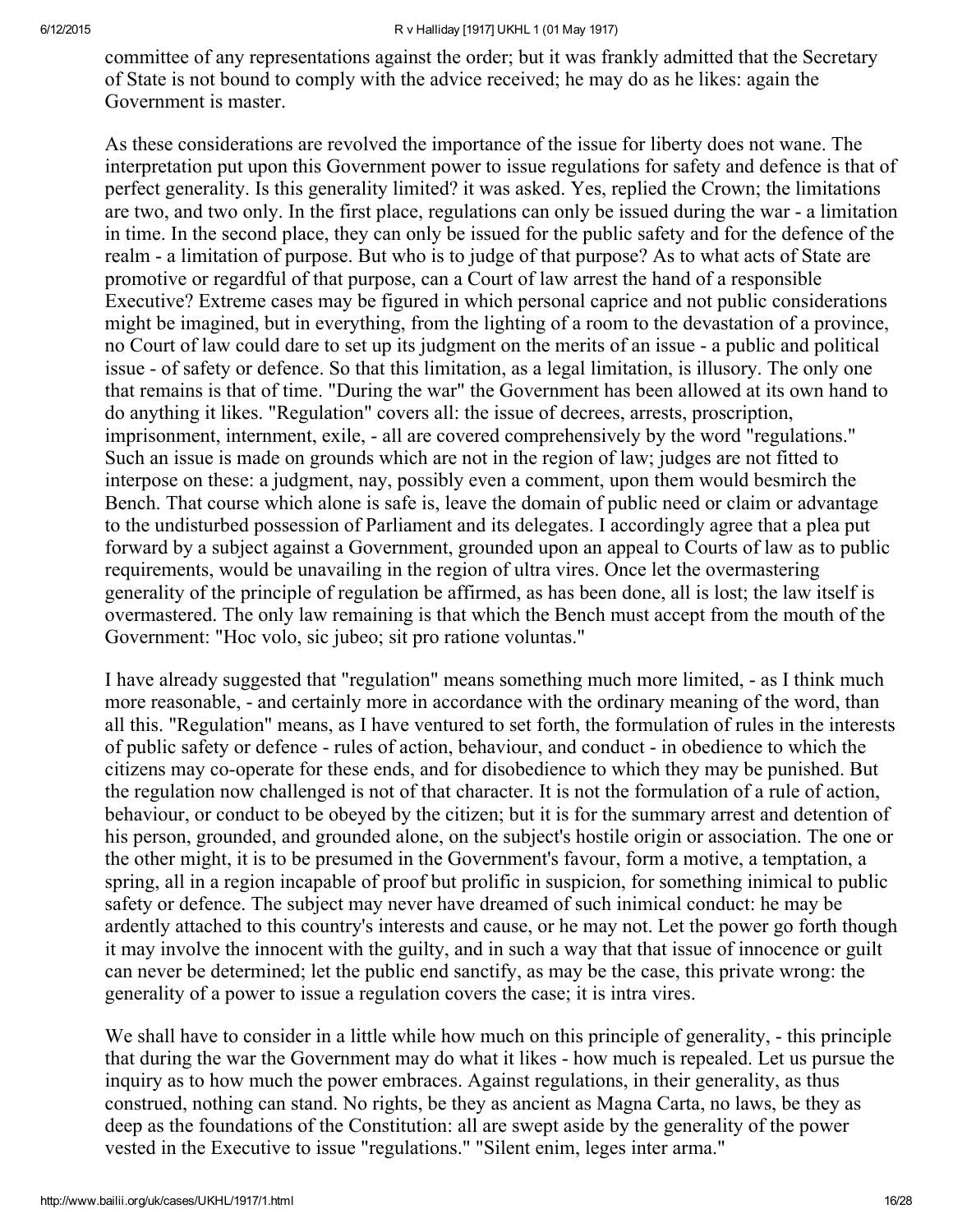committee of any representations against the order; but it was frankly admitted that the Secretary of State is not bound to comply with the advice received; he may do as he likes: again the Government is master.

As these considerations are revolved the importance of the issue for liberty does not wane. The interpretation put upon this Government power to issue regulations for safety and defence is that of perfect generality. Is this generality limited? it was asked. Yes, replied the Crown; the limitations are two, and two only. In the first place, regulations can only be issued during the war - a limitation in time. In the second place, they can only be issued for the public safety and for the defence of the realm - a limitation of purpose. But who is to judge of that purpose? As to what acts of State are promotive or regardful of that purpose, can a Court of law arrest the hand of a responsible Executive? Extreme cases may be figured in which personal caprice and not public considerations might be imagined, but in everything, from the lighting of a room to the devastation of a province, no Court of law could dare to set up its judgment on the merits of an issue - a public and political issue - of safety or defence. So that this limitation, as a legal limitation, is illusory. The only one that remains is that of time. "During the war" the Government has been allowed at its own hand to do anything it likes. "Regulation" covers all: the issue of decrees, arrests, proscription, imprisonment, internment, exile, - all are covered comprehensively by the word "regulations." Such an issue is made on grounds which are not in the region of law; judges are not fitted to interpose on these: a judgment, nay, possibly even a comment, upon them would besmirch the Bench. That course which alone is safe is, leave the domain of public need or claim or advantage to the undisturbed possession of Parliament and its delegates. I accordingly agree that a plea put forward by a subject against a Government, grounded upon an appeal to Courts of law as to public requirements, would be unavailing in the region of ultra vires. Once let the overmastering generality of the principle of regulation be affirmed, as has been done, all is lost; the law itself is overmastered. The only law remaining is that which the Bench must accept from the mouth of the Government: "Hoc volo, sic jubeo; sit pro ratione voluntas."

I have already suggested that "regulation" means something much more limited, - as I think much more reasonable, - and certainly more in accordance with the ordinary meaning of the word, than all this. "Regulation" means, as I have ventured to set forth, the formulation of rules in the interests of public safety or defence - rules of action, behaviour, and conduct - in obedience to which the citizens may co-operate for these ends, and for disobedience to which they may be punished. But the regulation now challenged is not of that character. It is not the formulation of a rule of action, behaviour, or conduct to be obeyed by the citizen; but it is for the summary arrest and detention of his person, grounded, and grounded alone, on the subject's hostile origin or association. The one or the other might, it is to be presumed in the Government's favour, form a motive, a temptation, a spring, all in a region incapable of proof but prolific in suspicion, for something inimical to public safety or defence. The subject may never have dreamed of such inimical conduct: he may be ardently attached to this country's interests and cause, or he may not. Let the power go forth though it may involve the innocent with the guilty, and in such a way that that issue of innocence or guilt can never be determined; let the public end sanctify, as may be the case, this private wrong: the generality of a power to issue a regulation covers the case; it is intra vires.

We shall have to consider in a little while how much on this principle of generality, - this principle that during the war the Government may do what it likes - how much is repealed. Let us pursue the inquiry as to how much the power embraces. Against regulations, in their generality, as thus construed, nothing can stand. No rights, be they as ancient as Magna Carta, no laws, be they as deep as the foundations of the Constitution: all are swept aside by the generality of the power vested in the Executive to issue "regulations." "Silent enim, leges inter arma."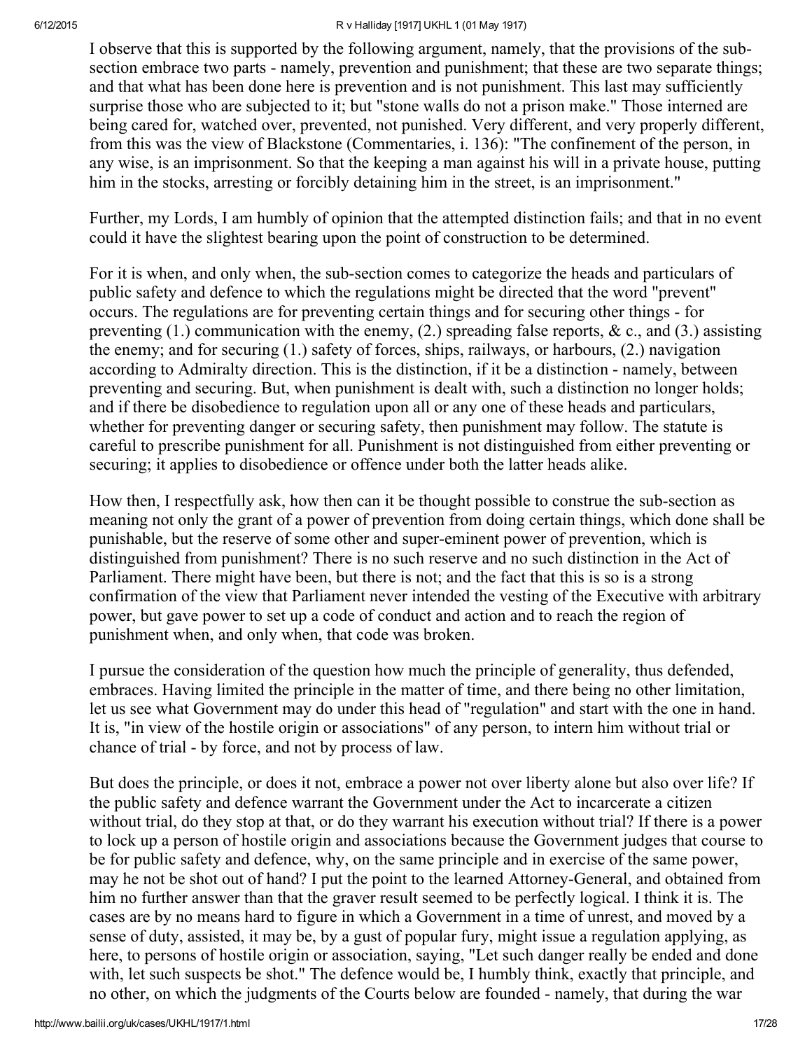I observe that this is supported by the following argument, namely, that the provisions of the sub-section embrace two parts - namely, prevention and punishment; that these are two separate things; and that what has been done here is prevention and is not punishment. This last may sufficiently surprise those who are subjected to it; but "stone walls do not a prison make." Those interned are being cared for, watched over, prevented, not punished. Very different, and very properly different, from this was the view of Blackstone (Commentaries, i. 136): "The confinement of the person, in any wise, is an imprisonment. So that the keeping a man against his will in a private house, putting him in the stocks, arresting or forcibly detaining him in the street, is an imprisonment."

Further, my Lords, I am humbly of opinion that the attempted distinction fails; and that in no event could it have the slightest bearing upon the point of construction to be determined.

For it is when, and only when, the sub-section comes to categorize the heads and particulars of public safety and defence to which the regulations might be directed that the word "prevent" occurs. The regulations are for preventing certain things and for securing other things - for preventing (1.) communication with the enemy, (2.) spreading false reports, & c., and (3.) assisting the enemy; and for securing (1.) safety of forces, ships, railways, or harbours, (2.) navigation according to Admiralty direction. This is the distinction, if it be a distinction - namely, between preventing and securing. But, when punishment is dealt with, such a distinction no longer holds; and if there be disobedience to regulation upon all or any one of these heads and particulars, whether for preventing danger or securing safety, then punishment may follow. The statute is careful to prescribe punishment for all. Punishment is not distinguished from either preventing or securing; it applies to disobedience or offence under both the latter heads alike.

How then, I respectfully ask, how then can it be thought possible to construe the sub-section as meaning not only the grant of a power of prevention from doing certain things, which done shall be punishable, but the reserve of some other and super-eminent power of prevention, which is distinguished from punishment? There is no such reserve and no such distinction in the Act of Parliament. There might have been, but there is not; and the fact that this is so is a strong confirmation of the view that Parliament never intended the vesting of the Executive with arbitrary power, but gave power to set up a code of conduct and action and to reach the region of punishment when, and only when, that code was broken.

I pursue the consideration of the question how much the principle of generality, thus defended, embraces. Having limited the principle in the matter of time, and there being no other limitation, let us see what Government may do under this head of "regulation" and start with the one in hand. It is, "in view of the hostile origin or associations" of any person, to intern him without trial or chance of trial - by force, and not by process of law.

But does the principle, or does it not, embrace a power not over liberty alone but also over life? If the public safety and defence warrant the Government under the Act to incarcerate a citizen without trial, do they stop at that, or do they warrant his execution without trial? If there is a power to lock up a person of hostile origin and associations because the Government judges that course to be for public safety and defence, why, on the same principle and in exercise of the same power, may he not be shot out of hand? I put the point to the learned Attorney-General, and obtained from him no further answer than that the graver result seemed to be perfectly logical. I think it is. The cases are by no means hard to figure in which a Government in a time of unrest, and moved by a sense of duty, assisted, it may be, by a gust of popular fury, might issue a regulation applying, as here, to persons of hostile origin or association, saying, "Let such danger really be ended and done with, let such suspects be shot." The defence would be, I humbly think, exactly that principle, and no other, on which the judgments of the Courts below are founded - namely, that during the war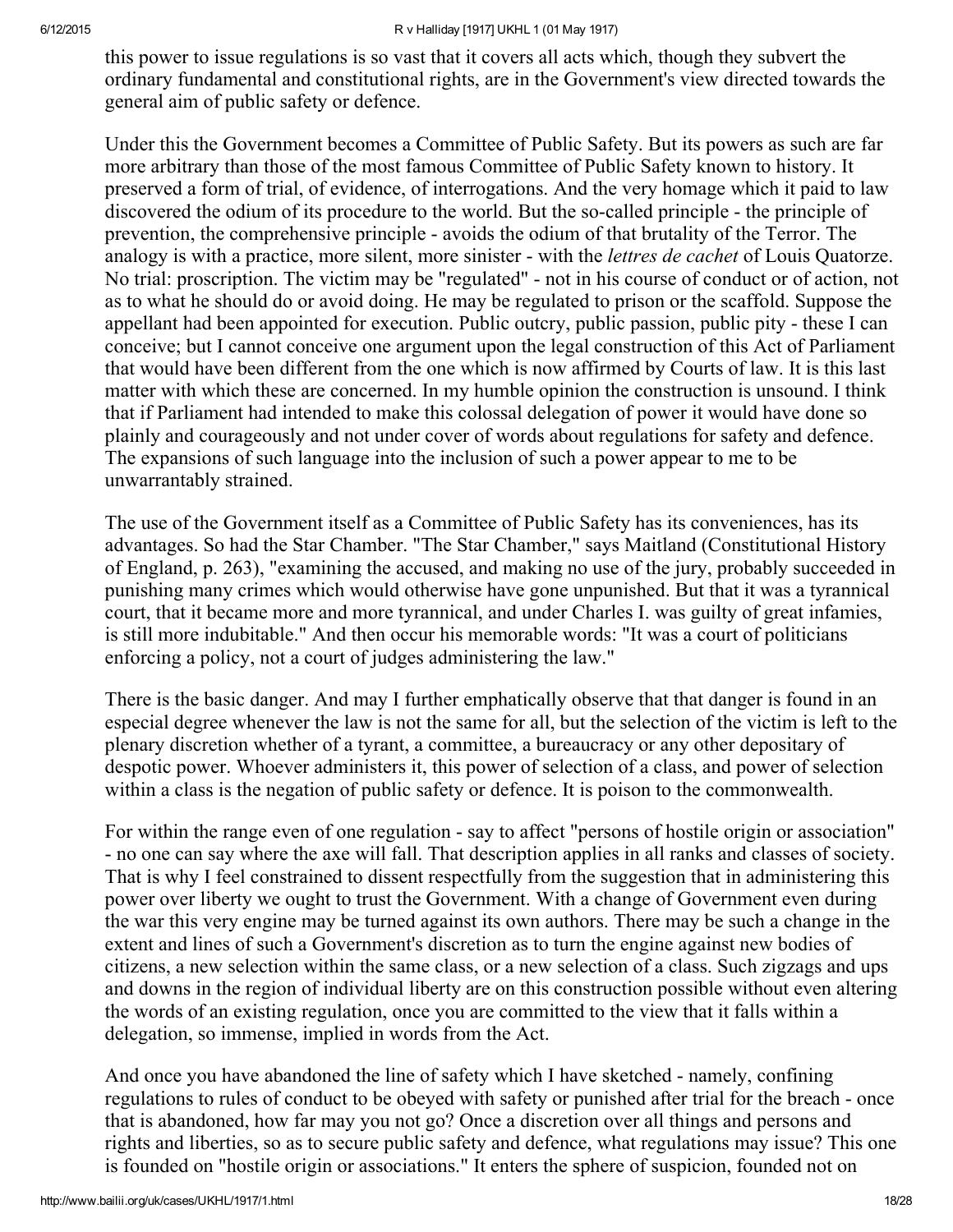this power to issue regulations is so vast that it covers all acts which, though they subvert the ordinary fundamental and constitutional rights, are in the Government's view directed towards the general aim of public safety or defence.

Under this the Government becomes a Committee of Public Safety. But its powers as such are far more arbitrary than those of the most famous Committee of Public Safety known to history. It preserved a form of trial, of evidence, of interrogations. And the very homage which it paid to law discovered the odium of its procedure to the world. But the so-called principle - the principle of prevention, the comprehensive principle - avoids the odium of that brutality of the Terror. The analogy is with a practice, more silent, more sinister - with the *lettres de cachet* of Louis Quatorze. No trial: proscription. The victim may be "regulated" - not in his course of conduct or of action, not as to what he should do or avoid doing. He may be regulated to prison or the scaffold. Suppose the appellant had been appointed for execution. Public outcry, public passion, public pity - these I can conceive; but I cannot conceive one argument upon the legal construction of this Act of Parliament that would have been different from the one which is now affirmed by Courts of law. It is this last matter with which these are concerned. In my humble opinion the construction is unsound. I think that if Parliament had intended to make this colossal delegation of power it would have done so plainly and courageously and not under cover of words about regulations for safety and defence. The expansions of such language into the inclusion of such a power appear to me to be unwarrantably strained.

The use of the Government itself as a Committee of Public Safety has its conveniences, has its advantages. So had the Star Chamber. "The Star Chamber," says Maitland (Constitutional History of England, p. 263), "examining the accused, and making no use of the jury, probably succeeded in punishing many crimes which would otherwise have gone unpunished. But that it was a tyrannical court, that it became more and more tyrannical, and under Charles I. was guilty of great infamies, is still more indubitable." And then occur his memorable words: "It was a court of politicians enforcing a policy, not a court of judges administering the law."

There is the basic danger. And may I further emphatically observe that that danger is found in an especial degree whenever the law is not the same for all, but the selection of the victim is left to the plenary discretion whether of a tyrant, a committee, a bureaucracy or any other depositary of despotic power. Whoever administers it, this power of selection of a class, and power of selection within a class is the negation of public safety or defence. It is poison to the commonwealth.

For within the range even of one regulation - say to affect "persons of hostile origin or association" - no one can say where the axe will fall. That description applies in all ranks and classes of society. That is why I feel constrained to dissent respectfully from the suggestion that in administering this power over liberty we ought to trust the Government. With a change of Government even during the war this very engine may be turned against its own authors. There may be such a change in the extent and lines of such a Government's discretion as to turn the engine against new bodies of citizens, a new selection within the same class, or a new selection of a class. Such zigzags and ups and downs in the region of individual liberty are on this construction possible without even altering the words of an existing regulation, once you are committed to the view that it falls within a delegation, so immense, implied in words from the Act.

And once you have abandoned the line of safety which I have sketched - namely, confining regulations to rules of conduct to be obeyed with safety or punished after trial for the breach - once that is abandoned, how far may you not go? Once a discretion over all things and persons and rights and liberties, so as to secure public safety and defence, what regulations may issue? This one is founded on "hostile origin or associations." It enters the sphere of suspicion, founded not on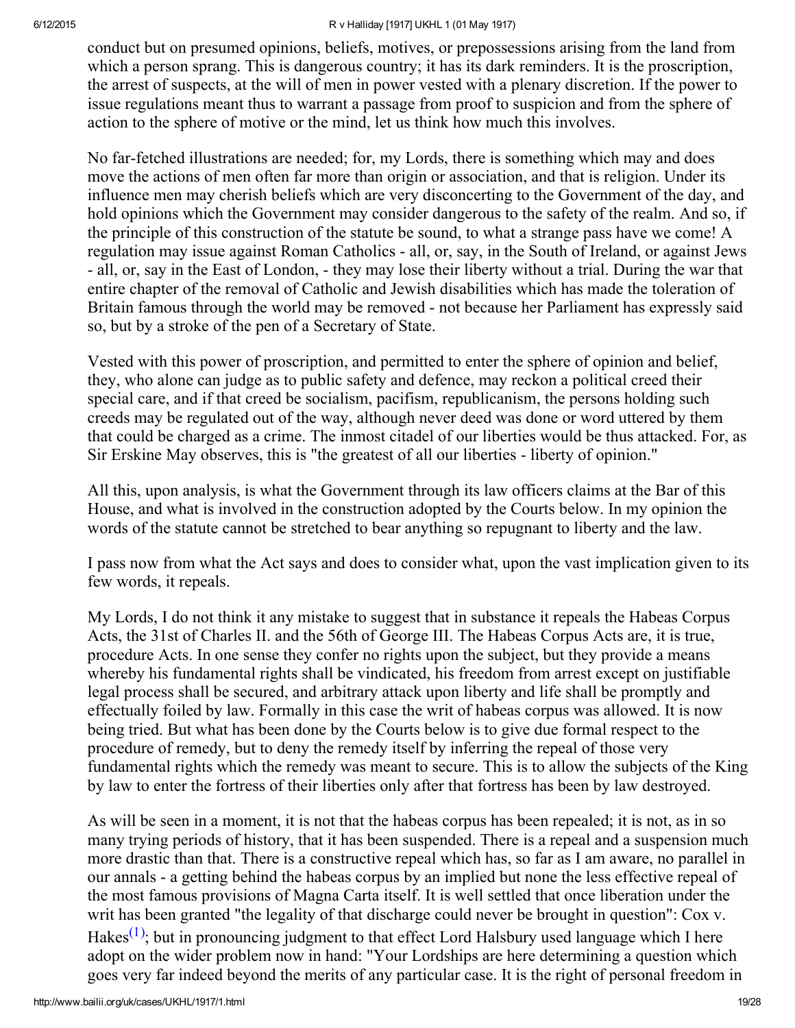conduct but on presumed opinions, beliefs, motives, or prepossessions arising from the land from which a person sprang. This is dangerous country; it has its dark reminders. It is the proscription, the arrest of suspects, at the will of men in power vested with a plenary discretion. If the power to issue regulations meant thus to warrant a passage from proof to suspicion and from the sphere of action to the sphere of motive or the mind, let us think how much this involves.

No far-fetched illustrations are needed; for, my Lords, there is something which may and does move the actions of men often far more than origin or association, and that is religion. Under its influence men may cherish beliefs which are very disconcerting to the Government of the day, and hold opinions which the Government may consider dangerous to the safety of the realm. And so, if the principle of this construction of the statute be sound, to what a strange pass have we come! A regulation may issue against Roman Catholics - all, or, say, in the South of Ireland, or against Jews - all, or, say in the East of London, - they may lose their liberty without a trial. During the war that entire chapter of the removal of Catholic and Jewish disabilities which has made the toleration of Britain famous through the world may be removed - not because her Parliament has expressly said so, but by a stroke of the pen of a Secretary of State.

Vested with this power of proscription, and permitted to enter the sphere of opinion and belief, they, who alone can judge as to public safety and defence, may reckon a political creed their special care, and if that creed be socialism, pacifism, republicanism, the persons holding such creeds may be regulated out of the way, although never deed was done or word uttered by them that could be charged as a crime. The inmost citadel of our liberties would be thus attacked. For, as Sir Erskine May observes, this is "the greatest of all our liberties - liberty of opinion."

All this, upon analysis, is what the Government through its law officers claims at the Bar of this House, and what is involved in the construction adopted by the Courts below. In my opinion the words of the statute cannot be stretched to bear anything so repugnant to liberty and the law.

I pass now from what the Act says and does to consider what, upon the vast implication given to its few words, it repeals.

My Lords, I do not think it any mistake to suggest that in substance it repeals the Habeas Corpus Acts, the 31st of Charles II. and the 56th of George III. The Habeas Corpus Acts are, it is true, procedure Acts. In one sense they confer no rights upon the subject, but they provide a means whereby his fundamental rights shall be vindicated, his freedom from arrest except on justifiable legal process shall be secured, and arbitrary attack upon liberty and life shall be promptly and effectually foiled by law. Formally in this case the writ of habeas corpus was allowed. It is now being tried. But what has been done by the Courts below is to give due formal respect to the procedure of remedy, but to deny the remedy itself by inferring the repeal of those very fundamental rights which the remedy was meant to secure. This is to allow the subjects of the King by law to enter the fortress of their liberties only after that fortress has been by law destroyed.

As will be seen in a moment, it is not that the habeas corpus has been repealed; it is not, as in so many trying periods of history, that it has been suspended. There is a repeal and a suspension much more drastic than that. There is a constructive repeal which has, so far as I am aware, no parallel in our annals - a getting behind the habeas corpus by an implied but none the less effective repeal of the most famous provisions of Magna Carta itself. It is well settled that once liberation under the writ has been granted "the legality of that discharge could never be brought in question": Cox v. Hakes[(1)]; but in pronouncing judgment to that effect Lord Halsbury used language which I here adopt on the wider problem now in hand: "Your Lordships are here determining a question which goes very far indeed beyond the merits of any particular case. It is the right of personal freedom in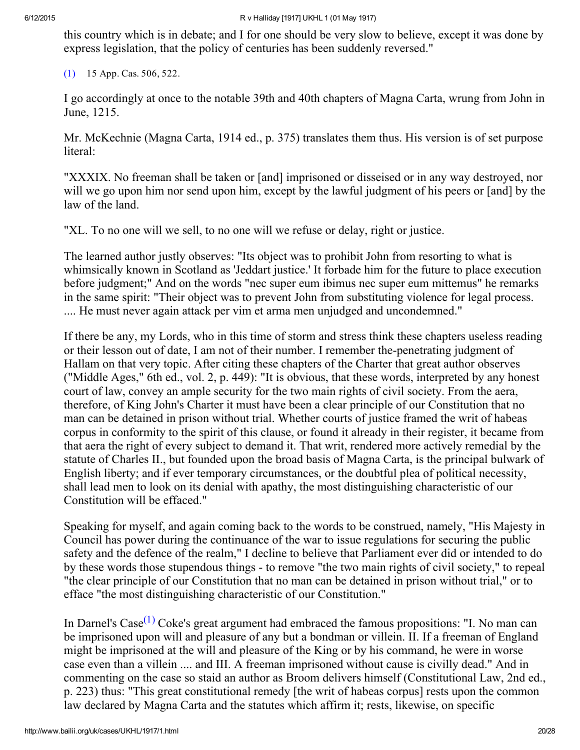this country which is in debate; and I for one should be very slow to believe, except it was done by express legislation, that the policy of centuries has been suddenly reversed."

(1) 15 App. Cas. 506, 522.

I go accordingly at once to the notable 39th and 40th chapters of Magna Carta, wrung from John in June, 1215.

Mr. McKechnie (Magna Carta, 1914 ed., p. 375) translates them thus. His version is of set purpose literal:

"XXXIX. No freeman shall be taken or [and] imprisoned or disseised or in any way destroyed, nor will we go upon him nor send upon him, except by the lawful judgment of his peers or [and] by the law of the land.

"XL. To no one will we sell, to no one will we refuse or delay, right or justice.

The learned author justly observes: "Its object was to prohibit John from resorting to what is whimsically known in Scotland as 'Jeddart justice.' It forbade him for the future to place execution before judgment;" And on the words "nec super eum ibimus nec super eum mittemus" he remarks in the same spirit: "Their object was to prevent John from substituting violence for legal process. .... He must never again attack per vim et arma men unjudged and uncondemned."

If there be any, my Lords, who in this time of storm and stress think these chapters useless reading or their lesson out of date, I am not of their number. I remember the-penetrating judgment of Hallam on that very topic. After citing these chapters of the Charter that great author observes ("Middle Ages," 6th ed., vol. 2, p. 449): "It is obvious, that these words, interpreted by any honest court of law, convey an ample security for the two main rights of civil society. From the aera, therefore, of King John's Charter it must have been a clear principle of our Constitution that no man can be detained in prison without trial. Whether courts of justice framed the writ of habeas corpus in conformity to the spirit of this clause, or found it already in their register, it became from that aera the right of every subject to demand it. That writ, rendered more actively remedial by the statute of Charles II., but founded upon the broad basis of Magna Carta, is the principal bulwark of English liberty; and if ever temporary circumstances, or the doubtful plea of political necessity, shall lead men to look on its denial with apathy, the most distinguishing characteristic of our Constitution will be effaced."

Speaking for myself, and again coming back to the words to be construed, namely, "His Majesty in Council has power during the continuance of the war to issue regulations for securing the public safety and the defence of the realm," I decline to believe that Parliament ever did or intended to do by these words those stupendous things - to remove "the two main rights of civil society," to repeal "the clear principle of our Constitution that no man can be detained in prison without trial," or to efface "the most distinguishing characteristic of our Constitution."

In Darnel's Case[(1)] Coke's great argument had embraced the famous propositions: "I. No man can be imprisoned upon will and pleasure of any but a bondman or villein. II. If a freeman of England might be imprisoned at the will and pleasure of the King or by his command, he were in worse case even than a villein .... and III. A freeman imprisoned without cause is civilly dead." And in commenting on the case so staid an author as Broom delivers himself (Constitutional Law, 2nd ed., p. 223) thus: "This great constitutional remedy [the writ of habeas corpus] rests upon the common law declared by Magna Carta and the statutes which affirm it; rests, likewise, on specific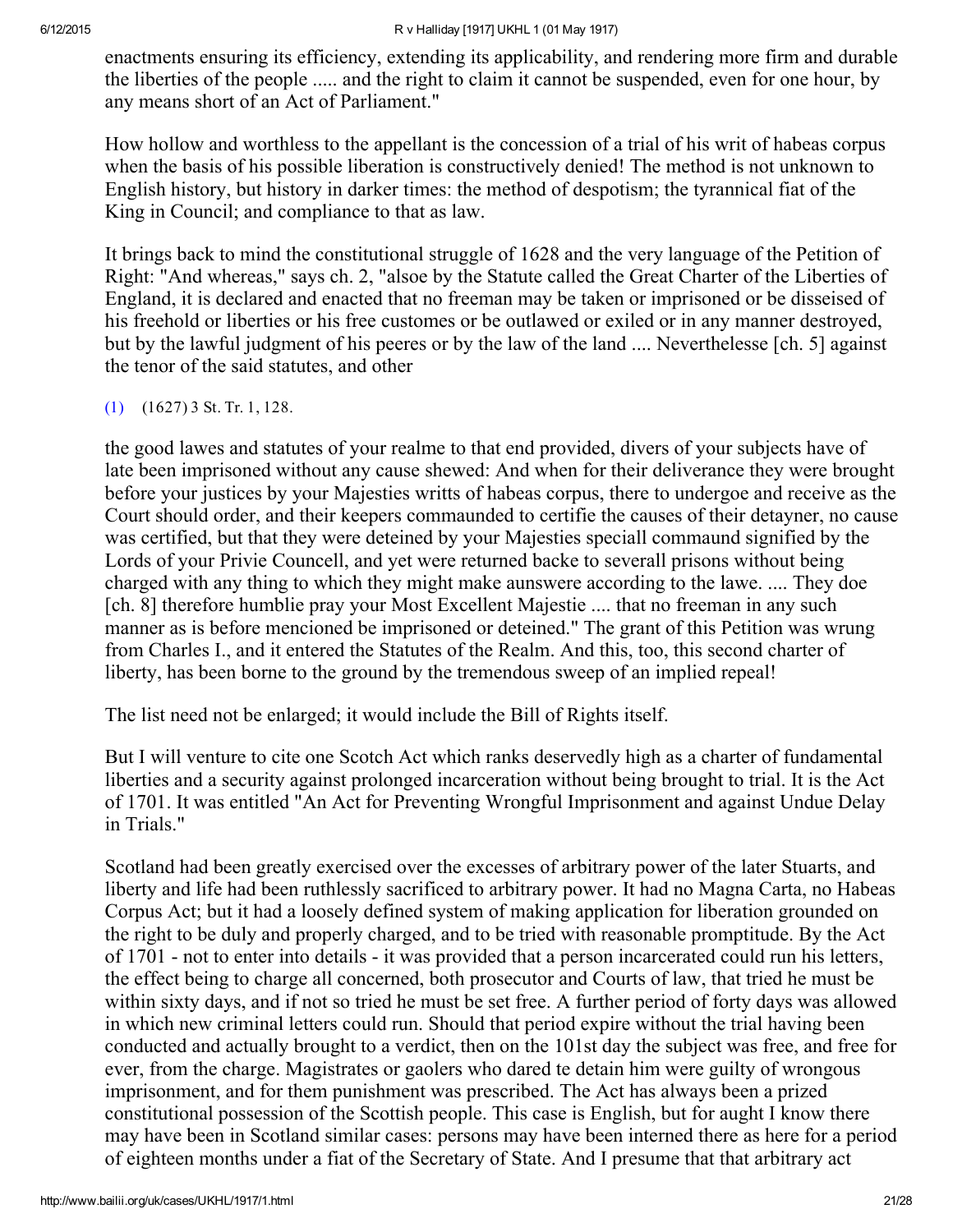enactments ensuring its efficiency, extending its applicability, and rendering more firm and durable the liberties of the people ..... and the right to claim it cannot be suspended, even for one hour, by any means short of an Act of Parliament."

How hollow and worthless to the appellant is the concession of a trial of his writ of habeas corpus when the basis of his possible liberation is constructively denied! The method is not unknown to English history, but history in darker times: the method of despotism; the tyrannical fiat of the King in Council; and compliance to that as law.

It brings back to mind the constitutional struggle of 1628 and the very language of the Petition of Right: "And whereas," says ch. 2, "alsoe by the Statute called the Great Charter of the Liberties of England, it is declared and enacted that no freeman may be taken or imprisoned or be disseised of his freehold or liberties or his free customes or be outlawed or exiled or in any manner destroyed, but by the lawful judgment of his peeres or by the law of the land .... Neverthelesse [ch. 5] against the tenor of the said statutes, and other

(1) (1627) 3 St. Tr. 1, 128.

the good lawes and statutes of your realme to that end provided, divers of your subjects have of late been imprisoned without any cause shewed: And when for their deliverance they were brought before your justices by your Majesties writts of habeas corpus, there to undergoe and receive as the Court should order, and their keepers commaunded to certifie the causes of their detayner, no cause was certified, but that they were deteined by your Majesties speciall commaund signified by the Lords of your Privie Councell, and yet were returned backe to severall prisons without being charged with any thing to which they might make aunswere according to the lawe. .... They doe [ch. 8] therefore humblie pray your Most Excellent Majestie .... that no freeman in any such manner as is before mencioned be imprisoned or deteined." The grant of this Petition was wrung from Charles I., and it entered the Statutes of the Realm. And this, too, this second charter of liberty, has been borne to the ground by the tremendous sweep of an implied repeal!

The list need not be enlarged; it would include the Bill of Rights itself.

But I will venture to cite one Scotch Act which ranks deservedly high as a charter of fundamental liberties and a security against prolonged incarceration without being brought to trial. It is the Act of 1701. It was entitled "An Act for Preventing Wrongful Imprisonment and against Undue Delay in Trials."

Scotland had been greatly exercised over the excesses of arbitrary power of the later Stuarts, and liberty and life had been ruthlessly sacrificed to arbitrary power. It had no Magna Carta, no Habeas Corpus Act; but it had a loosely defined system of making application for liberation grounded on the right to be duly and properly charged, and to be tried with reasonable promptitude. By the Act of 1701 - not to enter into details - it was provided that a person incarcerated could run his letters, the effect being to charge all concerned, both prosecutor and Courts of law, that tried he must be within sixty days, and if not so tried he must be set free. A further period of forty days was allowed in which new criminal letters could run. Should that period expire without the trial having been conducted and actually brought to a verdict, then on the 101st day the subject was free, and free for ever, from the charge. Magistrates or gaolers who dared te detain him were guilty of wrongous imprisonment, and for them punishment was prescribed. The Act has always been a prized constitutional possession of the Scottish people. This case is English, but for aught I know there may have been in Scotland similar cases: persons may have been interned there as here for a period of eighteen months under a fiat of the Secretary of State. And I presume that that arbitrary act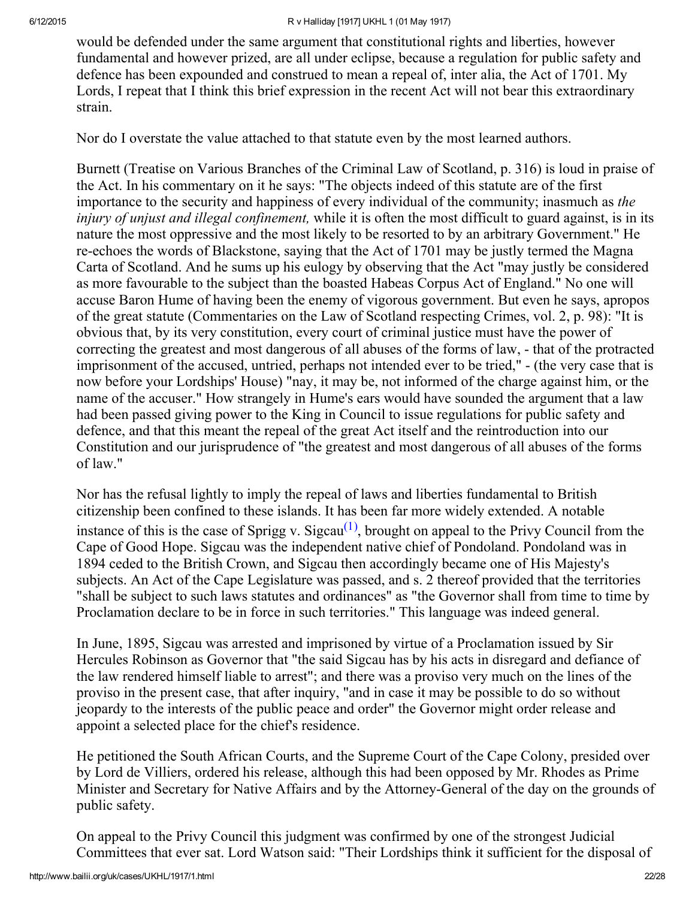would be defended under the same argument that constitutional rights and liberties, however fundamental and however prized, are all under eclipse, because a regulation for public safety and defence has been expounded and construed to mean a repeal of, inter alia, the Act of 1701. My Lords, I repeat that I think this brief expression in the recent Act will not bear this extraordinary strain.

Nor do I overstate the value attached to that statute even by the most learned authors.

Burnett (Treatise on Various Branches of the Criminal Law of Scotland, p. 316) is loud in praise of the Act. In his commentary on it he says: "The objects indeed of this statute are of the first importance to the security and happiness of every individual of the community; inasmuch as *the injury of unjust and illegal confinement,* while it is often the most difficult to guard against, is in its nature the most oppressive and the most likely to be resorted to by an arbitrary Government." He re-echoes the words of Blackstone, saying that the Act of 1701 may be justly termed the Magna Carta of Scotland. And he sums up his eulogy by observing that the Act "may justly be considered as more favourable to the subject than the boasted Habeas Corpus Act of England." No one will accuse Baron Hume of having been the enemy of vigorous government. But even he says, apropos of the great statute (Commentaries on the Law of Scotland respecting Crimes, vol. 2, p. 98): "It is obvious that, by its very constitution, every court of criminal justice must have the power of correcting the greatest and most dangerous of all abuses of the forms of law, - that of the protracted imprisonment of the accused, untried, perhaps not intended ever to be tried," - (the very case that is now before your Lordships' House) "nay, it may be, not informed of the charge against him, or the name of the accuser." How strangely in Hume's ears would have sounded the argument that a law had been passed giving power to the King in Council to issue regulations for public safety and defence, and that this meant the repeal of the great Act itself and the reintroduction into our Constitution and our jurisprudence of "the greatest and most dangerous of all abuses of the forms of law."

Nor has the refusal lightly to imply the repeal of laws and liberties fundamental to British citizenship been confined to these islands. It has been far more widely extended. A notable instance of this is the case of Sprigg v. Sigcau[(1)], brought on appeal to the Privy Council from the Cape of Good Hope. Sigcau was the independent native chief of Pondoland. Pondoland was in 1894 ceded to the British Crown, and Sigcau then accordingly became one of His Majesty's subjects. An Act of the Cape Legislature was passed, and s. 2 thereof provided that the territories "shall be subject to such laws statutes and ordinances" as "the Governor shall from time to time by Proclamation declare to be in force in such territories." This language was indeed general.

In June, 1895, Sigcau was arrested and imprisoned by virtue of a Proclamation issued by Sir Hercules Robinson as Governor that "the said Sigcau has by his acts in disregard and defiance of the law rendered himself liable to arrest"; and there was a proviso very much on the lines of the proviso in the present case, that after inquiry, "and in case it may be possible to do so without jeopardy to the interests of the public peace and order" the Governor might order release and appoint a selected place for the chief's residence.

He petitioned the South African Courts, and the Supreme Court of the Cape Colony, presided over by Lord de Villiers, ordered his release, although this had been opposed by Mr. Rhodes as Prime Minister and Secretary for Native Affairs and by the Attorney-General of the day on the grounds of public safety.

On appeal to the Privy Council this judgment was confirmed by one of the strongest Judicial Committees that ever sat. Lord Watson said: "Their Lordships think it sufficient for the disposal of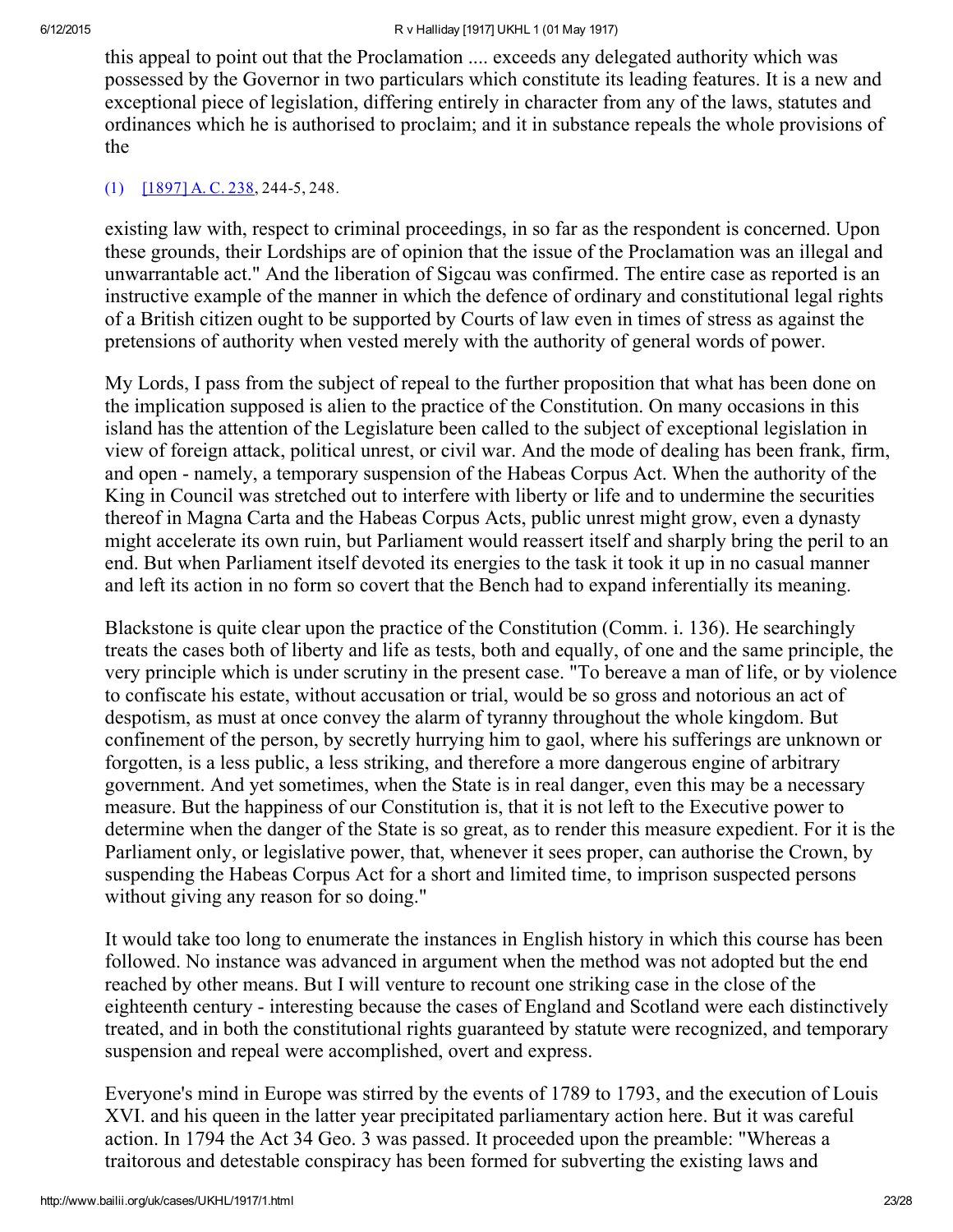this appeal to point out that the Proclamation .... exceeds any delegated authority which was possessed by the Governor in two particulars which constitute its leading features. It is a new and exceptional piece of legislation, differing entirely in character from any of the laws, statutes and ordinances which he is authorised to proclaim; and it in substance repeals the whole provisions of the

(1) [1897] A. C. 238, 244-5, 248.

existing law with, respect to criminal proceedings, in so far as the respondent is concerned. Upon these grounds, their Lordships are of opinion that the issue of the Proclamation was an illegal and unwarrantable act." And the liberation of Sigcau was confirmed. The entire case as reported is an instructive example of the manner in which the defence of ordinary and constitutional legal rights of a British citizen ought to be supported by Courts of law even in times of stress as against the pretensions of authority when vested merely with the authority of general words of power.

My Lords, I pass from the subject of repeal to the further proposition that what has been done on the implication supposed is alien to the practice of the Constitution. On many occasions in this island has the attention of the Legislature been called to the subject of exceptional legislation in view of foreign attack, political unrest, or civil war. And the mode of dealing has been frank, firm, and open - namely, a temporary suspension of the Habeas Corpus Act. When the authority of the King in Council was stretched out to interfere with liberty or life and to undermine the securities thereof in Magna Carta and the Habeas Corpus Acts, public unrest might grow, even a dynasty might accelerate its own ruin, but Parliament would reassert itself and sharply bring the peril to an end. But when Parliament itself devoted its energies to the task it took it up in no casual manner and left its action in no form so covert that the Bench had to expand inferentially its meaning.

Blackstone is quite clear upon the practice of the Constitution (Comm. i. 136). He searchingly treats the cases both of liberty and life as tests, both and equally, of one and the same principle, the very principle which is under scrutiny in the present case. "To bereave a man of life, or by violence to confiscate his estate, without accusation or trial, would be so gross and notorious an act of despotism, as must at once convey the alarm of tyranny throughout the whole kingdom. But confinement of the person, by secretly hurrying him to gaol, where his sufferings are unknown or forgotten, is a less public, a less striking, and therefore a more dangerous engine of arbitrary government. And yet sometimes, when the State is in real danger, even this may be a necessary measure. But the happiness of our Constitution is, that it is not left to the Executive power to determine when the danger of the State is so great, as to render this measure expedient. For it is the Parliament only, or legislative power, that, whenever it sees proper, can authorise the Crown, by suspending the Habeas Corpus Act for a short and limited time, to imprison suspected persons without giving any reason for so doing."

It would take too long to enumerate the instances in English history in which this course has been followed. No instance was advanced in argument when the method was not adopted but the end reached by other means. But I will venture to recount one striking case in the close of the eighteenth century - interesting because the cases of England and Scotland were each distinctively treated, and in both the constitutional rights guaranteed by statute were recognized, and temporary suspension and repeal were accomplished, overt and express.

Everyone's mind in Europe was stirred by the events of 1789 to 1793, and the execution of Louis XVI. and his queen in the latter year precipitated parliamentary action here. But it was careful action. In 1794 the Act 34 Geo. 3 was passed. It proceeded upon the preamble: "Whereas a traitorous and detestable conspiracy has been formed for subverting the existing laws and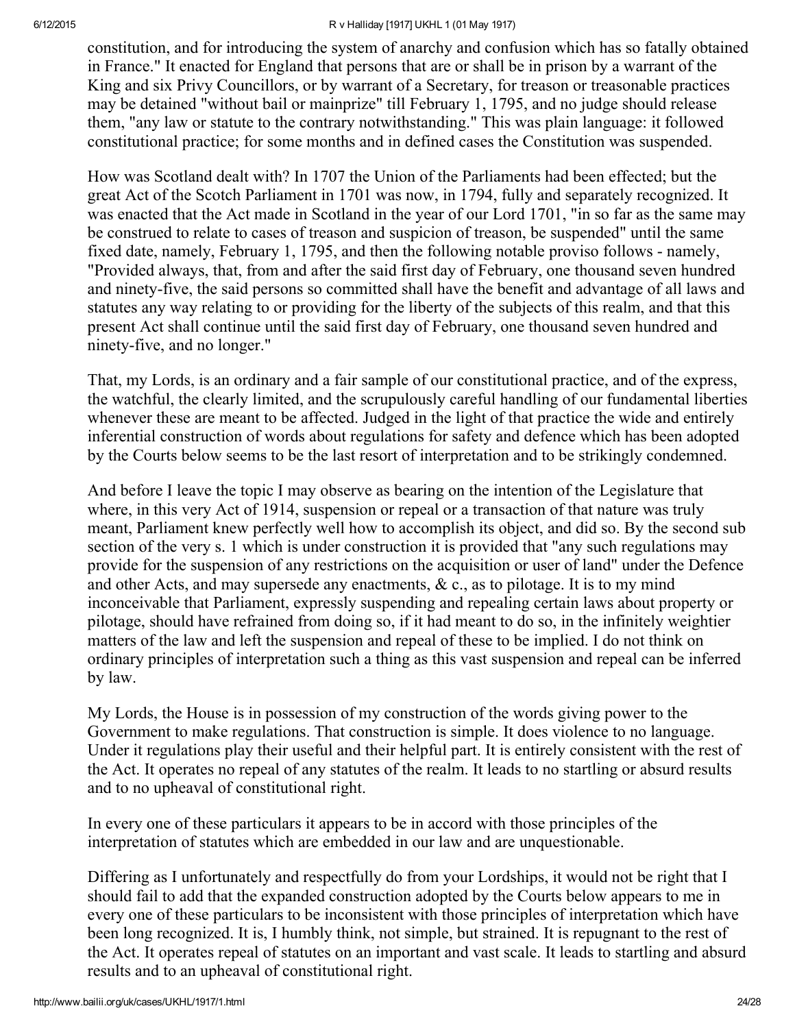constitution, and for introducing the system of anarchy and confusion which has so fatally obtained in France." It enacted for England that persons that are or shall be in prison by a warrant of the King and six Privy Councillors, or by warrant of a Secretary, for treason or treasonable practices may be detained "without bail or mainprize" till February 1, 1795, and no judge should release them, "any law or statute to the contrary notwithstanding." This was plain language: it followed constitutional practice; for some months and in defined cases the Constitution was suspended.

How was Scotland dealt with? In 1707 the Union of the Parliaments had been effected; but the great Act of the Scotch Parliament in 1701 was now, in 1794, fully and separately recognized. It was enacted that the Act made in Scotland in the year of our Lord 1701, "in so far as the same may be construed to relate to cases of treason and suspicion of treason, be suspended" until the same fixed date, namely, February 1, 1795, and then the following notable proviso follows - namely, "Provided always, that, from and after the said first day of February, one thousand seven hundred and ninety-five, the said persons so committed shall have the benefit and advantage of all laws and statutes any way relating to or providing for the liberty of the subjects of this realm, and that this present Act shall continue until the said first day of February, one thousand seven hundred and ninety-five, and no longer."

That, my Lords, is an ordinary and a fair sample of our constitutional practice, and of the express, the watchful, the clearly limited, and the scrupulously careful handling of our fundamental liberties whenever these are meant to be affected. Judged in the light of that practice the wide and entirely inferential construction of words about regulations for safety and defence which has been adopted by the Courts below seems to be the last resort of interpretation and to be strikingly condemned.

And before I leave the topic I may observe as bearing on the intention of the Legislature that where, in this very Act of 1914, suspension or repeal or a transaction of that nature was truly meant, Parliament knew perfectly well how to accomplish its object, and did so. By the second sub section of the very s. 1 which is under construction it is provided that "any such regulations may provide for the suspension of any restrictions on the acquisition or user of land" under the Defence and other Acts, and may supersede any enactments, & c., as to pilotage. It is to my mind inconceivable that Parliament, expressly suspending and repealing certain laws about property or pilotage, should have refrained from doing so, if it had meant to do so, in the infinitely weightier matters of the law and left the suspension and repeal of these to be implied. I do not think on ordinary principles of interpretation such a thing as this vast suspension and repeal can be inferred by law.

My Lords, the House is in possession of my construction of the words giving power to the Government to make regulations. That construction is simple. It does violence to no language. Under it regulations play their useful and their helpful part. It is entirely consistent with the rest of the Act. It operates no repeal of any statutes of the realm. It leads to no startling or absurd results and to no upheaval of constitutional right.

In every one of these particulars it appears to be in accord with those principles of the interpretation of statutes which are embedded in our law and are unquestionable.

Differing as I unfortunately and respectfully do from your Lordships, it would not be right that I should fail to add that the expanded construction adopted by the Courts below appears to me in every one of these particulars to be inconsistent with those principles of interpretation which have been long recognized. It is, I humbly think, not simple, but strained. It is repugnant to the rest of the Act. It operates repeal of statutes on an important and vast scale. It leads to startling and absurd results and to an upheaval of constitutional right.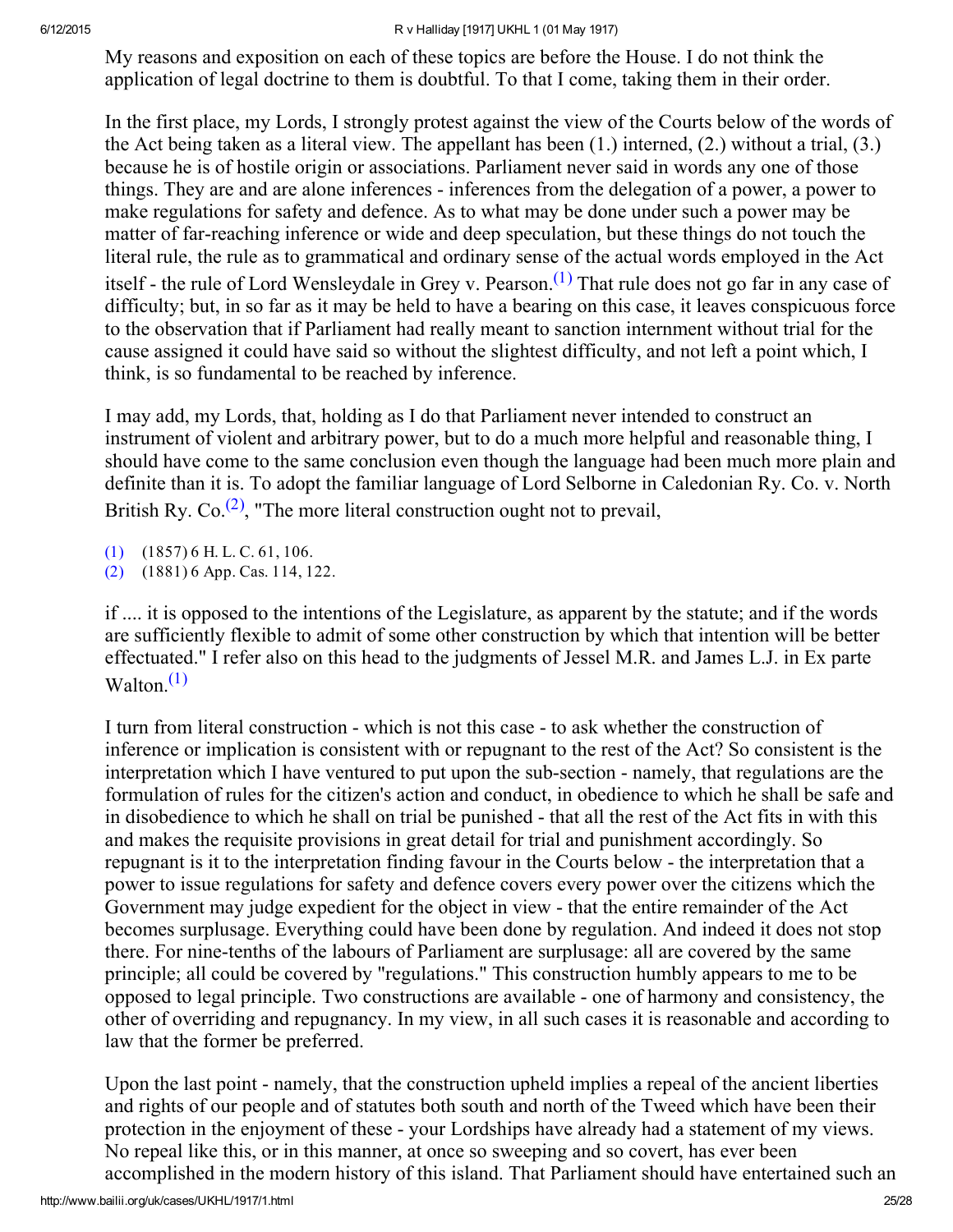My reasons and exposition on each of these topics are before the House. I do not think the application of legal doctrine to them is doubtful. To that I come, taking them in their order.

In the first place, my Lords, I strongly protest against the view of the Courts below of the words of the Act being taken as a literal view. The appellant has been (1.) interned, (2.) without a trial, (3.) because he is of hostile origin or associations. Parliament never said in words any one of those things. They are and are alone inferences - inferences from the delegation of a power, a power to make regulations for safety and defence. As to what may be done under such a power may be matter of far-reaching inference or wide and deep speculation, but these things do not touch the literal rule, the rule as to grammatical and ordinary sense of the actual words employed in the Act itself - the rule of Lord Wensleydale in Grey v. Pearson.[(1)] That rule does not go far in any case of difficulty; but, in so far as it may be held to have a bearing on this case, it leaves conspicuous force to the observation that if Parliament had really meant to sanction internment without trial for the cause assigned it could have said so without the slightest difficulty, and not left a point which, I think, is so fundamental to be reached by inference.

I may add, my Lords, that, holding as I do that Parliament never intended to construct an instrument of violent and arbitrary power, but to do a much more helpful and reasonable thing, I should have come to the same conclusion even though the language had been much more plain and definite than it is. To adopt the familiar language of Lord Selborne in Caledonian Ry. Co. v. North British Ry. Co.[(2)], "The more literal construction ought not to prevail,

(1) (1857) 6 H. L. C. 61, 106.
(2) (1881) 6 App. Cas. 114, 122.

if .... it is opposed to the intentions of the Legislature, as apparent by the statute; and if the words are sufficiently flexible to admit of some other construction by which that intention will be better effectuated." I refer also on this head to the judgments of Jessel M.R. and James L.J. in Ex parte Walton.[(1)]

I turn from literal construction - which is not this case - to ask whether the construction of inference or implication is consistent with or repugnant to the rest of the Act? So consistent is the interpretation which I have ventured to put upon the sub-section - namely, that regulations are the formulation of rules for the citizen's action and conduct, in obedience to which he shall be safe and in disobedience to which he shall on trial be punished - that all the rest of the Act fits in with this and makes the requisite provisions in great detail for trial and punishment accordingly. So repugnant is it to the interpretation finding favour in the Courts below - the interpretation that a power to issue regulations for safety and defence covers every power over the citizens which the Government may judge expedient for the object in view - that the entire remainder of the Act becomes surplusage. Everything could have been done by regulation. And indeed it does not stop there. For nine-tenths of the labours of Parliament are surplusage: all are covered by the same principle; all could be covered by "regulations." This construction humbly appears to me to be opposed to legal principle. Two constructions are available - one of harmony and consistency, the other of overriding and repugnancy. In my view, in all such cases it is reasonable and according to law that the former be preferred.

Upon the last point - namely, that the construction upheld implies a repeal of the ancient liberties and rights of our people and of statutes both south and north of the Tweed which have been their protection in the enjoyment of these - your Lordships have already had a statement of my views. No repeal like this, or in this manner, at once so sweeping and so covert, has ever been accomplished in the modern history of this island. That Parliament should have entertained such an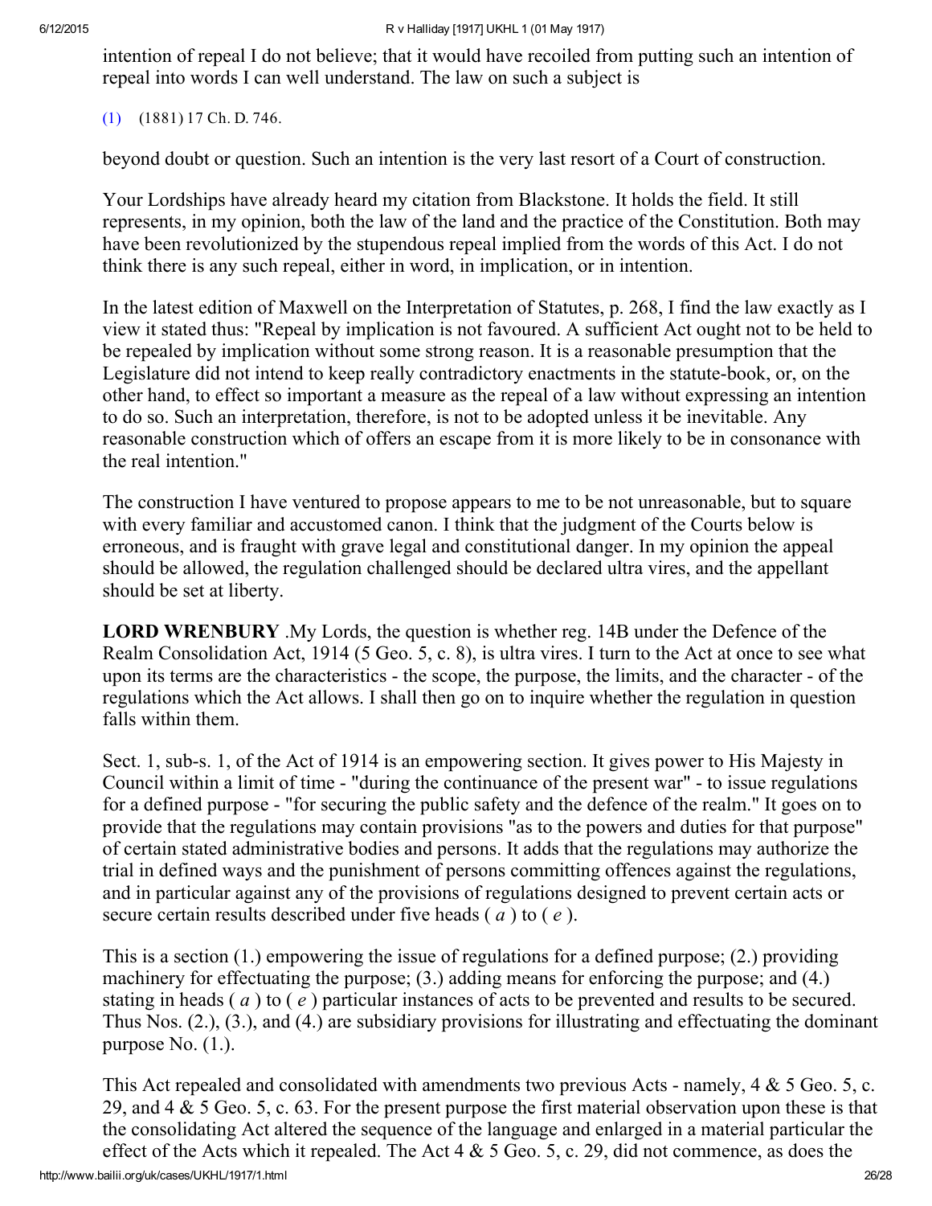intention of repeal I do not believe; that it would have recoiled from putting such an intention of repeal into words I can well understand. The law on such a subject is

(1) (1881) 17 Ch. D. 746.

beyond doubt or question. Such an intention is the very last resort of a Court of construction.

Your Lordships have already heard my citation from Blackstone. It holds the field. It still represents, in my opinion, both the law of the land and the practice of the Constitution. Both may have been revolutionized by the stupendous repeal implied from the words of this Act. I do not think there is any such repeal, either in word, in implication, or in intention.

In the latest edition of Maxwell on the Interpretation of Statutes, p. 268, I find the law exactly as I view it stated thus: "Repeal by implication is not favoured. A sufficient Act ought not to be held to be repealed by implication without some strong reason. It is a reasonable presumption that the Legislature did not intend to keep really contradictory enactments in the statute-book, or, on the other hand, to effect so important a measure as the repeal of a law without expressing an intention to do so. Such an interpretation, therefore, is not to be adopted unless it be inevitable. Any reasonable construction which of offers an escape from it is more likely to be in consonance with the real intention."

The construction I have ventured to propose appears to me to be not unreasonable, but to square with every familiar and accustomed canon. I think that the judgment of the Courts below is erroneous, and is fraught with grave legal and constitutional danger. In my opinion the appeal should be allowed, the regulation challenged should be declared ultra vires, and the appellant should be set at liberty.

**LORD WRENBURY** .My Lords, the question is whether reg. 14B under the Defence of the Realm Consolidation Act, 1914 (5 Geo. 5, c. 8), is ultra vires. I turn to the Act at once to see what upon its terms are the characteristics - the scope, the purpose, the limits, and the character - of the regulations which the Act allows. I shall then go on to inquire whether the regulation in question falls within them.

Sect. 1, sub-s. 1, of the Act of 1914 is an empowering section. It gives power to His Majesty in Council within a limit of time - "during the continuance of the present war" - to issue regulations for a defined purpose - "for securing the public safety and the defence of the realm." It goes on to provide that the regulations may contain provisions "as to the powers and duties for that purpose" of certain stated administrative bodies and persons. It adds that the regulations may authorize the trial in defined ways and the punishment of persons committing offences against the regulations, and in particular against any of the provisions of regulations designed to prevent certain acts or secure certain results described under five heads ( *a* ) to ( *e* ).

This is a section (1.) empowering the issue of regulations for a defined purpose; (2.) providing machinery for effectuating the purpose; (3.) adding means for enforcing the purpose; and (4.) stating in heads ( *a* ) to ( *e* ) particular instances of acts to be prevented and results to be secured. Thus Nos. (2.), (3.), and (4.) are subsidiary provisions for illustrating and effectuating the dominant purpose No. (1.).

This Act repealed and consolidated with amendments two previous Acts - namely, 4 & 5 Geo. 5, c. 29, and 4 & 5 Geo. 5, c. 63. For the present purpose the first material observation upon these is that the consolidating Act altered the sequence of the language and enlarged in a material particular the effect of the Acts which it repealed. The Act 4 & 5 Geo. 5, c. 29, did not commence, as does the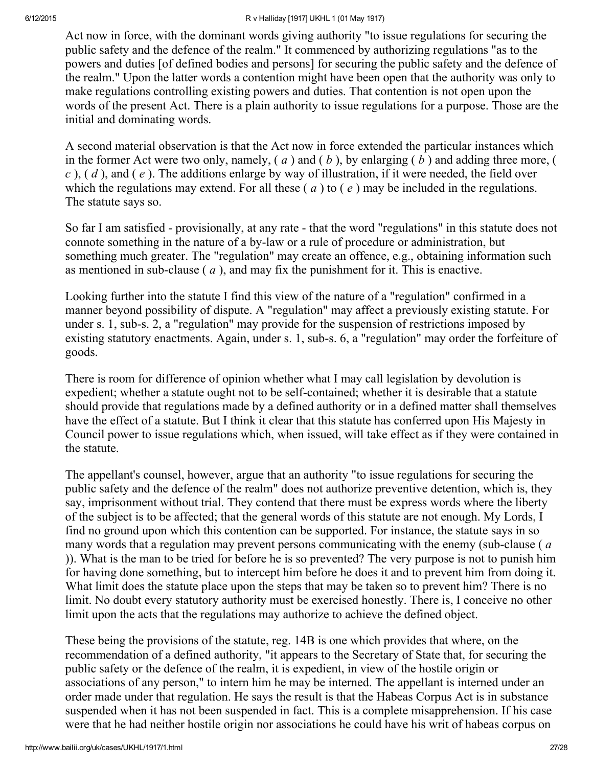Act now in force, with the dominant words giving authority "to issue regulations for securing the public safety and the defence of the realm." It commenced by authorizing regulations "as to the powers and duties [of defined bodies and persons] for securing the public safety and the defence of the realm." Upon the latter words a contention might have been open that the authority was only to make regulations controlling existing powers and duties. That contention is not open upon the words of the present Act. There is a plain authority to issue regulations for a purpose. Those are the initial and dominating words.

A second material observation is that the Act now in force extended the particular instances which in the former Act were two only, namely, ( *a* ) and ( *b* ), by enlarging ( *b* ) and adding three more, ( *c* ), ( *d* ), and ( *e* ). The additions enlarge by way of illustration, if it were needed, the field over which the regulations may extend. For all these ( *a* ) to ( *e* ) may be included in the regulations. The statute says so.

So far I am satisfied - provisionally, at any rate - that the word "regulations" in this statute does not connote something in the nature of a by-law or a rule of procedure or administration, but something much greater. The "regulation" may create an offence, e.g., obtaining information such as mentioned in sub-clause ( *a* ), and may fix the punishment for it. This is enactive.

Looking further into the statute I find this view of the nature of a "regulation" confirmed in a manner beyond possibility of dispute. A "regulation" may affect a previously existing statute. For under s. 1, sub-s. 2, a "regulation" may provide for the suspension of restrictions imposed by existing statutory enactments. Again, under s. 1, sub-s. 6, a "regulation" may order the forfeiture of goods.

There is room for difference of opinion whether what I may call legislation by devolution is expedient; whether a statute ought not to be self-contained; whether it is desirable that a statute should provide that regulations made by a defined authority or in a defined matter shall themselves have the effect of a statute. But I think it clear that this statute has conferred upon His Majesty in Council power to issue regulations which, when issued, will take effect as if they were contained in the statute.

The appellant's counsel, however, argue that an authority "to issue regulations for securing the public safety and the defence of the realm" does not authorize preventive detention, which is, they say, imprisonment without trial. They contend that there must be express words where the liberty of the subject is to be affected; that the general words of this statute are not enough. My Lords, I find no ground upon which this contention can be supported. For instance, the statute says in so many words that a regulation may prevent persons communicating with the enemy (sub-clause ( *a* )). What is the man to be tried for before he is so prevented? The very purpose is not to punish him for having done something, but to intercept him before he does it and to prevent him from doing it. What limit does the statute place upon the steps that may be taken so to prevent him? There is no limit. No doubt every statutory authority must be exercised honestly. There is, I conceive no other limit upon the acts that the regulations may authorize to achieve the defined object.

These being the provisions of the statute, reg. 14B is one which provides that where, on the recommendation of a defined authority, "it appears to the Secretary of State that, for securing the public safety or the defence of the realm, it is expedient, in view of the hostile origin or associations of any person," to intern him he may be interned. The appellant is interned under an order made under that regulation. He says the result is that the Habeas Corpus Act is in substance suspended when it has not been suspended in fact. This is a complete misapprehension. If his case were that he had neither hostile origin nor associations he could have his writ of habeas corpus on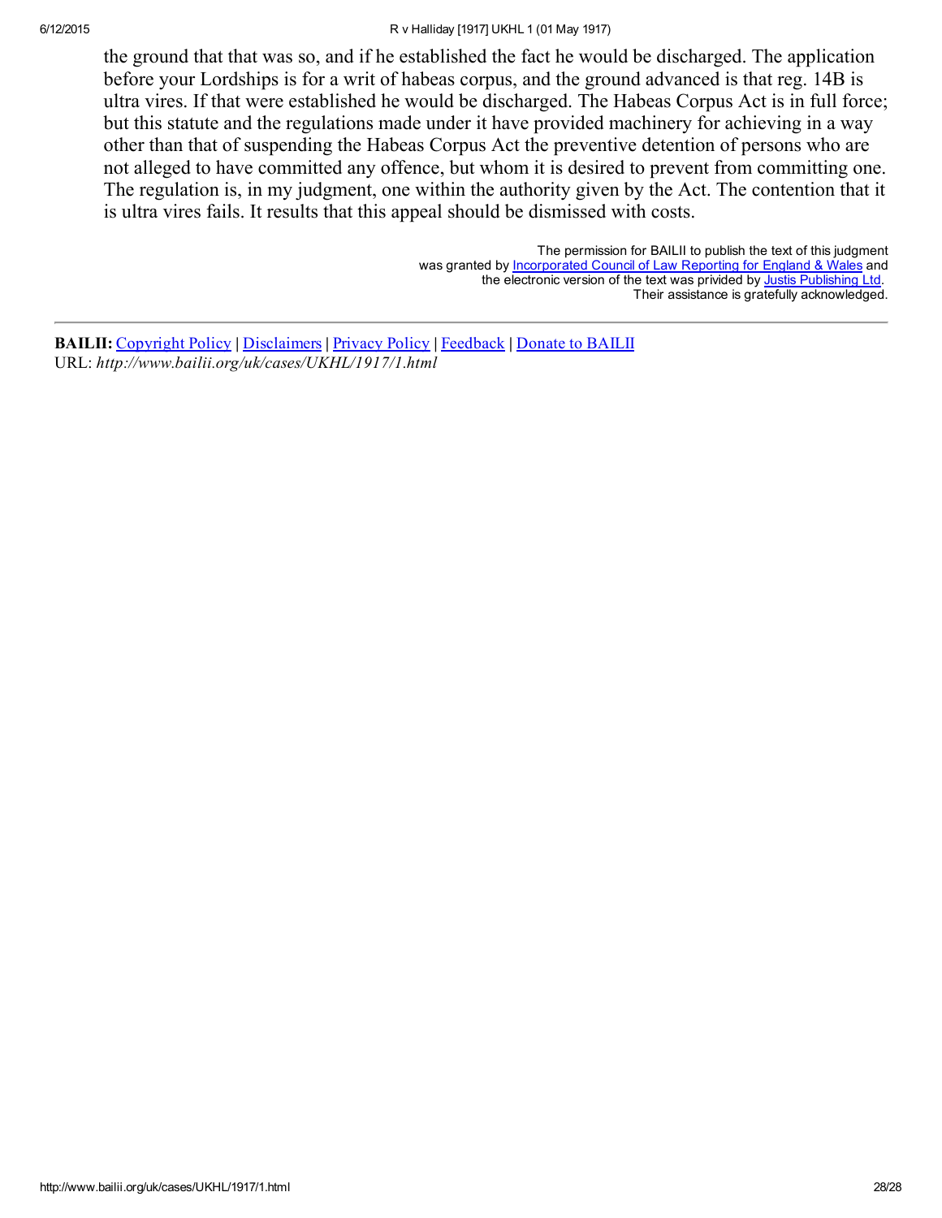the ground that that was so, and if he established the fact he would be discharged. The application before your Lordships is for a writ of habeas corpus, and the ground advanced is that reg. 14B is ultra vires. If that were established he would be discharged. The Habeas Corpus Act is in full force; but this statute and the regulations made under it have provided machinery for achieving in a way other than that of suspending the Habeas Corpus Act the preventive detention of persons who are not alleged to have committed any offence, but whom it is desired to prevent from committing one. The regulation is, in my judgment, one within the authority given by the Act. The contention that it is ultra vires fails. It results that this appeal should be dismissed with costs.

The permission for BAILII to publish the text of this judgment was granted by Incorporated Council of Law Reporting for England & Wales and the electronic version of the text was privided by Justis Publishing Ltd. Their assistance is gratefully acknowledged.

---

**BAILII:** Copyright Policy | Disclaimers | Privacy Policy | Feedback | Donate to BAILII
URL: *http://www.bailii.org/uk/cases/UKHL/1917/1.html*